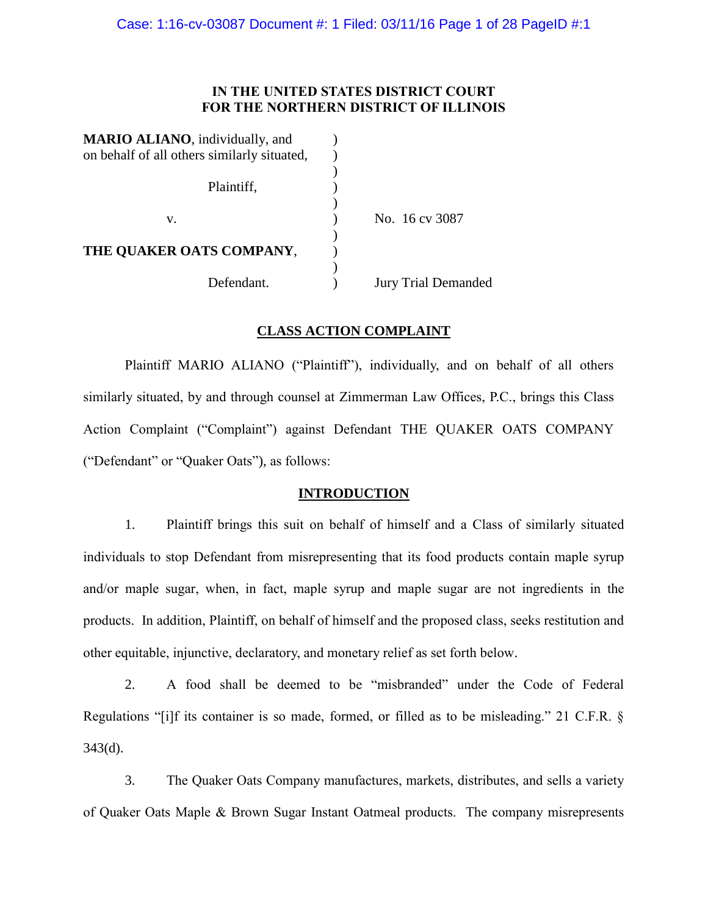**IN THE UNITED STATES DISTRICT COURT**
**FOR THE NORTHERN DISTRICT OF ILLINOIS**

| | | |
|---|---|---|
| **MARIO ALIANO**, individually, and on behalf of all others similarly situated, | ) | |
| Plaintiff, | ) | |
| v. | ) | No. 16 cv 3087 |
| **THE QUAKER OATS COMPANY**, | ) | |
| Defendant. | ) | Jury Trial Demanded |

## CLASS ACTION COMPLAINT

Plaintiff MARIO ALIANO ("Plaintiff"), individually, and on behalf of all others similarly situated, by and through counsel at Zimmerman Law Offices, P.C., brings this Class Action Complaint ("Complaint") against Defendant THE QUAKER OATS COMPANY ("Defendant" or "Quaker Oats"), as follows:

## INTRODUCTION

1. Plaintiff brings this suit on behalf of himself and a Class of similarly situated individuals to stop Defendant from misrepresenting that its food products contain maple syrup and/or maple sugar, when, in fact, maple syrup and maple sugar are not ingredients in the products. In addition, Plaintiff, on behalf of himself and the proposed class, seeks restitution and other equitable, injunctive, declaratory, and monetary relief as set forth below.

2. A food shall be deemed to be "misbranded" under the Code of Federal Regulations "[i]f its container is so made, formed, or filled as to be misleading." 21 C.F.R. § 343(d).

3. The Quaker Oats Company manufactures, markets, distributes, and sells a variety of Quaker Oats Maple & Brown Sugar Instant Oatmeal products. The company misrepresents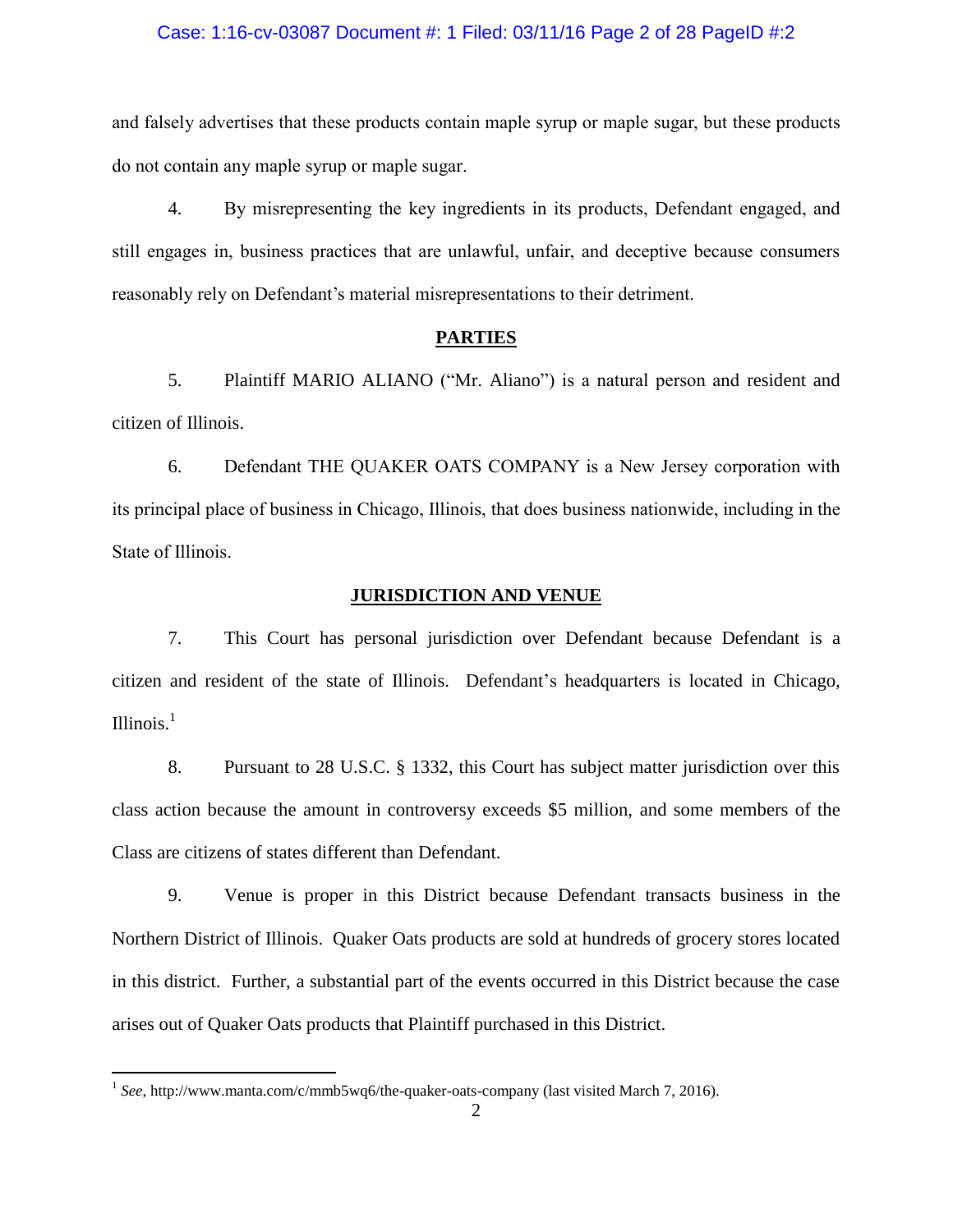and falsely advertises that these products contain maple syrup or maple sugar, but these products do not contain any maple syrup or maple sugar.

4. By misrepresenting the key ingredients in its products, Defendant engaged, and still engages in, business practices that are unlawful, unfair, and deceptive because consumers reasonably rely on Defendant's material misrepresentations to their detriment.

## PARTIES

5. Plaintiff MARIO ALIANO ("Mr. Aliano") is a natural person and resident and citizen of Illinois.

6. Defendant THE QUAKER OATS COMPANY is a New Jersey corporation with its principal place of business in Chicago, Illinois, that does business nationwide, including in the State of Illinois.

## JURISDICTION AND VENUE

7. This Court has personal jurisdiction over Defendant because Defendant is a citizen and resident of the state of Illinois. Defendant's headquarters is located in Chicago, Illinois.[1]

8. Pursuant to 28 U.S.C. § 1332, this Court has subject matter jurisdiction over this class action because the amount in controversy exceeds $5 million, and some members of the Class are citizens of states different than Defendant.

9. Venue is proper in this District because Defendant transacts business in the Northern District of Illinois. Quaker Oats products are sold at hundreds of grocery stores located in this district. Further, a substantial part of the events occurred in this District because the case arises out of Quaker Oats products that Plaintiff purchased in this District.

---

[1] *See,* http://www.manta.com/c/mmb5wq6/the-quaker-oats-company (last visited March 7, 2016).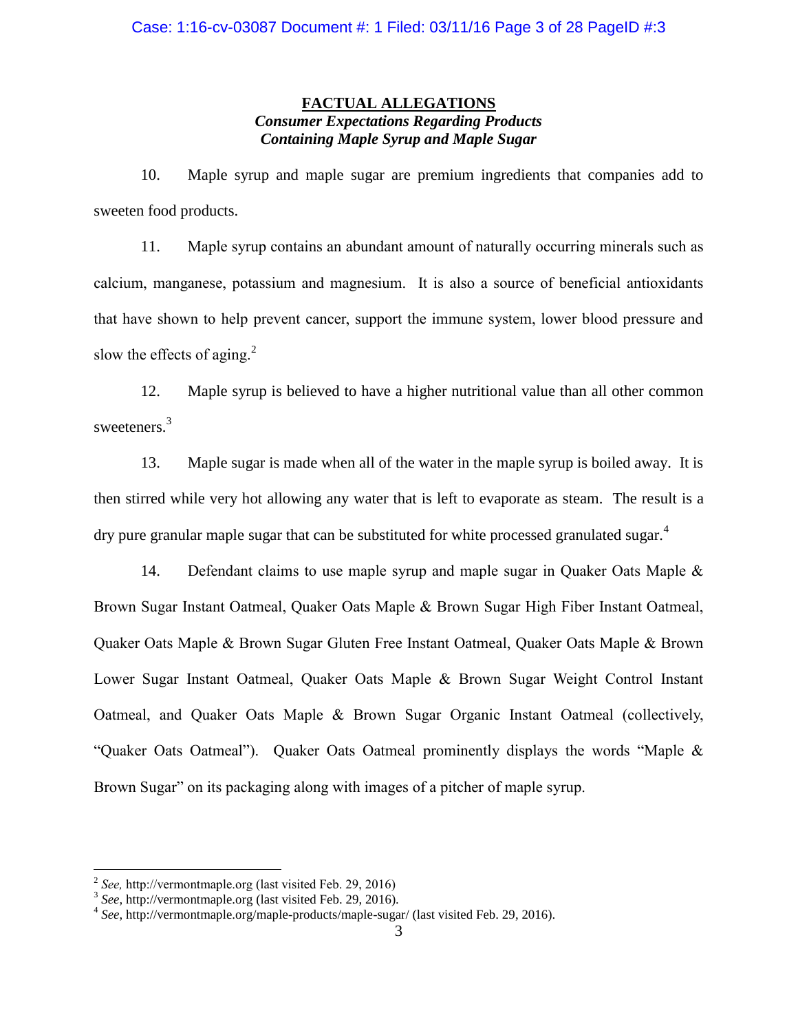## FACTUAL ALLEGATIONS

### *Consumer Expectations Regarding Products Containing Maple Syrup and Maple Sugar*

10. Maple syrup and maple sugar are premium ingredients that companies add to sweeten food products.

11. Maple syrup contains an abundant amount of naturally occurring minerals such as calcium, manganese, potassium and magnesium. It is also a source of beneficial antioxidants that have shown to help prevent cancer, support the immune system, lower blood pressure and slow the effects of aging.[2]

12. Maple syrup is believed to have a higher nutritional value than all other common sweeteners.[3]

13. Maple sugar is made when all of the water in the maple syrup is boiled away. It is then stirred while very hot allowing any water that is left to evaporate as steam. The result is a dry pure granular maple sugar that can be substituted for white processed granulated sugar.[4]

14. Defendant claims to use maple syrup and maple sugar in Quaker Oats Maple & Brown Sugar Instant Oatmeal, Quaker Oats Maple & Brown Sugar High Fiber Instant Oatmeal, Quaker Oats Maple & Brown Sugar Gluten Free Instant Oatmeal, Quaker Oats Maple & Brown Lower Sugar Instant Oatmeal, Quaker Oats Maple & Brown Sugar Weight Control Instant Oatmeal, and Quaker Oats Maple & Brown Sugar Organic Instant Oatmeal (collectively, "Quaker Oats Oatmeal"). Quaker Oats Oatmeal prominently displays the words "Maple & Brown Sugar" on its packaging along with images of a pitcher of maple syrup.

---

[2] *See,* http://vermontmaple.org (last visited Feb. 29, 2016)

[3] *See,* http://vermontmaple.org (last visited Feb. 29, 2016).

[4] *See,* http://vermontmaple.org/maple-products/maple-sugar/ (last visited Feb. 29, 2016).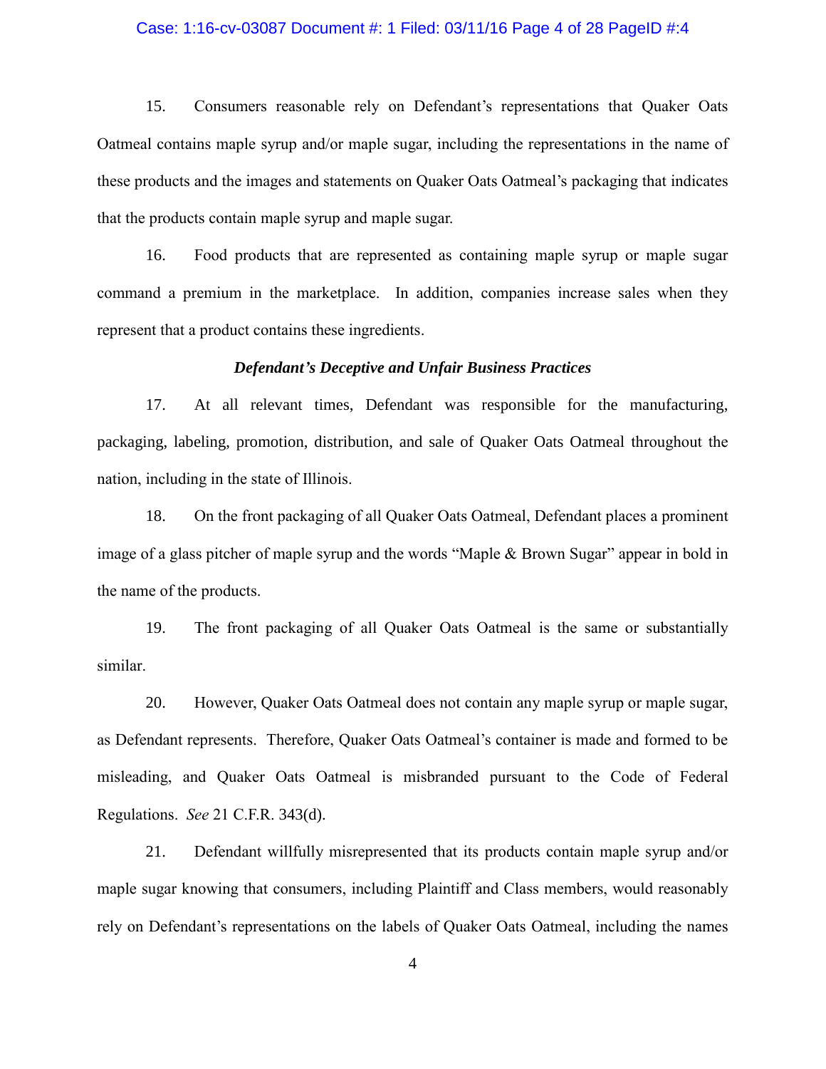15. Consumers reasonable rely on Defendant's representations that Quaker Oats Oatmeal contains maple syrup and/or maple sugar, including the representations in the name of these products and the images and statements on Quaker Oats Oatmeal's packaging that indicates that the products contain maple syrup and maple sugar.

16. Food products that are represented as containing maple syrup or maple sugar command a premium in the marketplace. In addition, companies increase sales when they represent that a product contains these ingredients.

***Defendant's Deceptive and Unfair Business Practices***

17. At all relevant times, Defendant was responsible for the manufacturing, packaging, labeling, promotion, distribution, and sale of Quaker Oats Oatmeal throughout the nation, including in the state of Illinois.

18. On the front packaging of all Quaker Oats Oatmeal, Defendant places a prominent image of a glass pitcher of maple syrup and the words "Maple & Brown Sugar" appear in bold in the name of the products.

19. The front packaging of all Quaker Oats Oatmeal is the same or substantially similar.

20. However, Quaker Oats Oatmeal does not contain any maple syrup or maple sugar, as Defendant represents. Therefore, Quaker Oats Oatmeal's container is made and formed to be misleading, and Quaker Oats Oatmeal is misbranded pursuant to the Code of Federal Regulations. *See* 21 C.F.R. 343(d).

21. Defendant willfully misrepresented that its products contain maple syrup and/or maple sugar knowing that consumers, including Plaintiff and Class members, would reasonably rely on Defendant's representations on the labels of Quaker Oats Oatmeal, including the names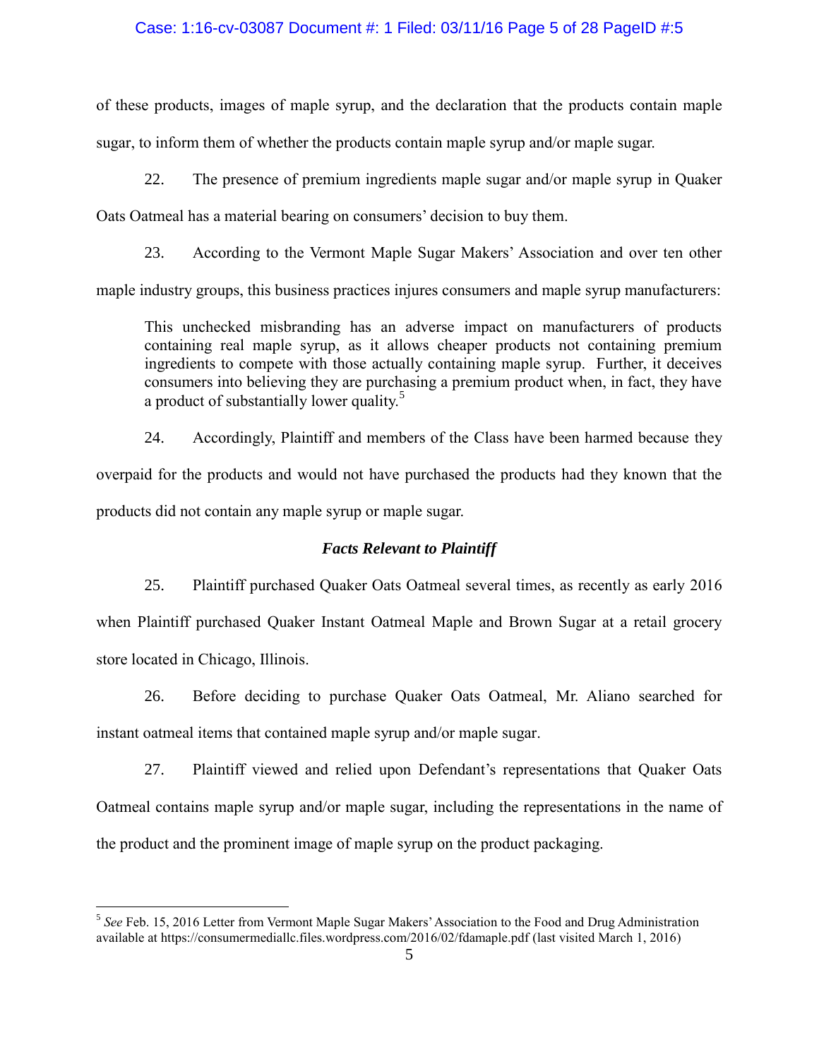of these products, images of maple syrup, and the declaration that the products contain maple sugar, to inform them of whether the products contain maple syrup and/or maple sugar.

22. The presence of premium ingredients maple sugar and/or maple syrup in Quaker Oats Oatmeal has a material bearing on consumers' decision to buy them.

23. According to the Vermont Maple Sugar Makers' Association and over ten other maple industry groups, this business practices injures consumers and maple syrup manufacturers:

> This unchecked misbranding has an adverse impact on manufacturers of products containing real maple syrup, as it allows cheaper products not containing premium ingredients to compete with those actually containing maple syrup. Further, it deceives consumers into believing they are purchasing a premium product when, in fact, they have a product of substantially lower quality.[5]

24. Accordingly, Plaintiff and members of the Class have been harmed because they overpaid for the products and would not have purchased the products had they known that the products did not contain any maple syrup or maple sugar.

### *Facts Relevant to Plaintiff*

25. Plaintiff purchased Quaker Oats Oatmeal several times, as recently as early 2016 when Plaintiff purchased Quaker Instant Oatmeal Maple and Brown Sugar at a retail grocery store located in Chicago, Illinois.

26. Before deciding to purchase Quaker Oats Oatmeal, Mr. Aliano searched for instant oatmeal items that contained maple syrup and/or maple sugar.

27. Plaintiff viewed and relied upon Defendant's representations that Quaker Oats Oatmeal contains maple syrup and/or maple sugar, including the representations in the name of the product and the prominent image of maple syrup on the product packaging.

---

[5] *See* Feb. 15, 2016 Letter from Vermont Maple Sugar Makers' Association to the Food and Drug Administration available at https://consumermediallc.files.wordpress.com/2016/02/fdamaple.pdf (last visited March 1, 2016)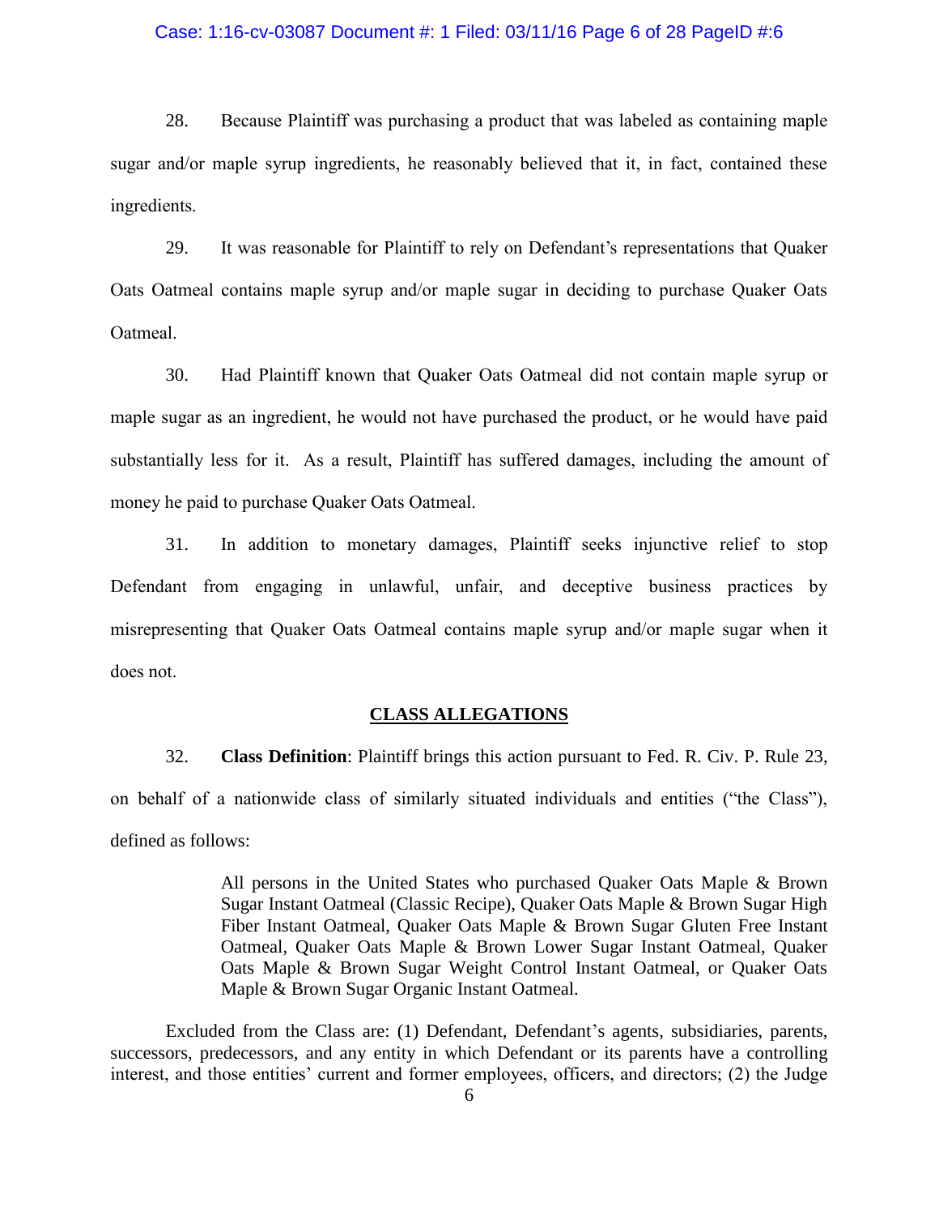28. Because Plaintiff was purchasing a product that was labeled as containing maple sugar and/or maple syrup ingredients, he reasonably believed that it, in fact, contained these ingredients.

29. It was reasonable for Plaintiff to rely on Defendant's representations that Quaker Oats Oatmeal contains maple syrup and/or maple sugar in deciding to purchase Quaker Oats Oatmeal.

30. Had Plaintiff known that Quaker Oats Oatmeal did not contain maple syrup or maple sugar as an ingredient, he would not have purchased the product, or he would have paid substantially less for it. As a result, Plaintiff has suffered damages, including the amount of money he paid to purchase Quaker Oats Oatmeal.

31. In addition to monetary damages, Plaintiff seeks injunctive relief to stop Defendant from engaging in unlawful, unfair, and deceptive business practices by misrepresenting that Quaker Oats Oatmeal contains maple syrup and/or maple sugar when it does not.

## CLASS ALLEGATIONS

32. **Class Definition**: Plaintiff brings this action pursuant to Fed. R. Civ. P. Rule 23, on behalf of a nationwide class of similarly situated individuals and entities ("the Class"), defined as follows:

> All persons in the United States who purchased Quaker Oats Maple & Brown Sugar Instant Oatmeal (Classic Recipe), Quaker Oats Maple & Brown Sugar High Fiber Instant Oatmeal, Quaker Oats Maple & Brown Sugar Gluten Free Instant Oatmeal, Quaker Oats Maple & Brown Lower Sugar Instant Oatmeal, Quaker Oats Maple & Brown Sugar Weight Control Instant Oatmeal, or Quaker Oats Maple & Brown Sugar Organic Instant Oatmeal.

Excluded from the Class are: (1) Defendant, Defendant's agents, subsidiaries, parents, successors, predecessors, and any entity in which Defendant or its parents have a controlling interest, and those entities' current and former employees, officers, and directors; (2) the Judge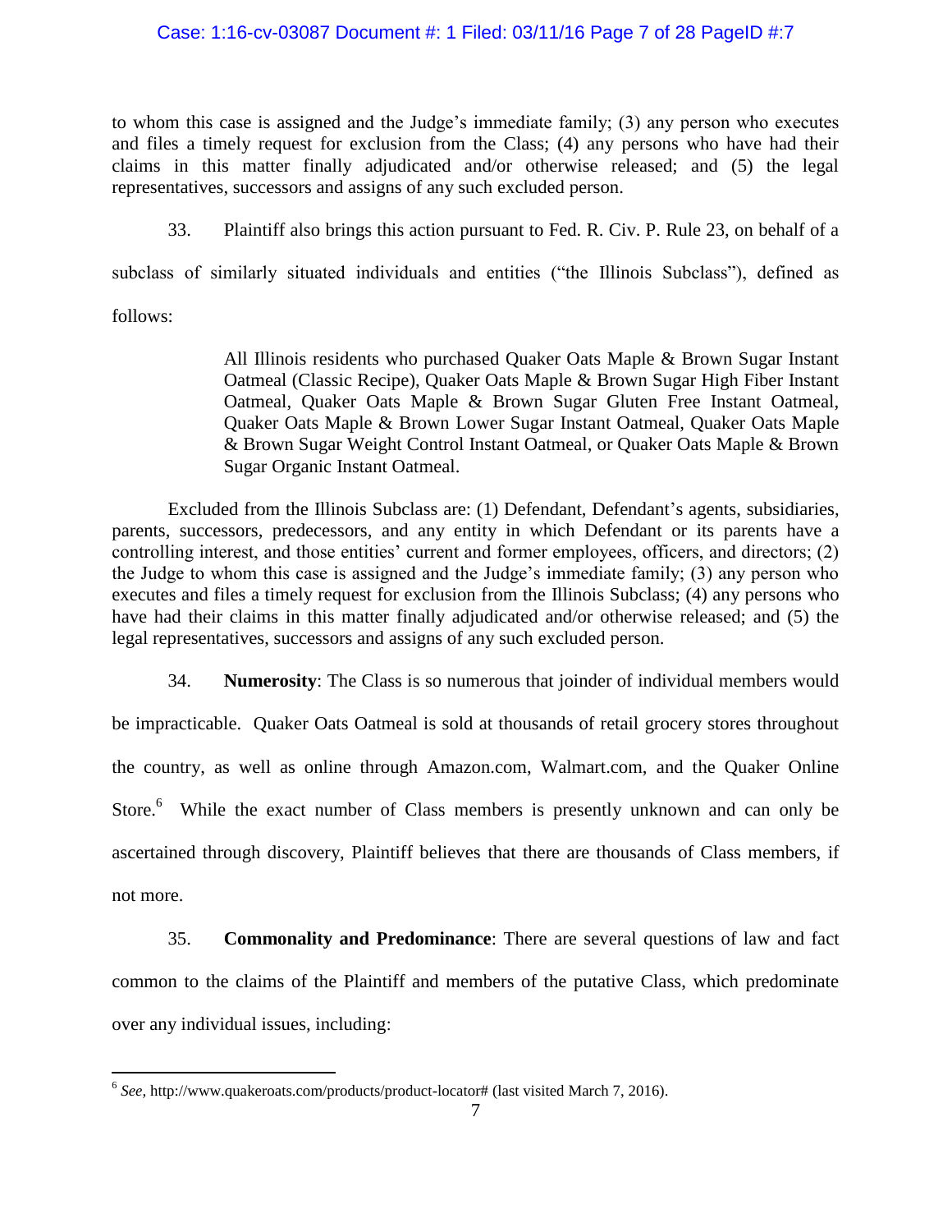to whom this case is assigned and the Judge's immediate family; (3) any person who executes and files a timely request for exclusion from the Class; (4) any persons who have had their claims in this matter finally adjudicated and/or otherwise released; and (5) the legal representatives, successors and assigns of any such excluded person.

33. Plaintiff also brings this action pursuant to Fed. R. Civ. P. Rule 23, on behalf of a subclass of similarly situated individuals and entities ("the Illinois Subclass"), defined as follows:

> All Illinois residents who purchased Quaker Oats Maple & Brown Sugar Instant Oatmeal (Classic Recipe), Quaker Oats Maple & Brown Sugar High Fiber Instant Oatmeal, Quaker Oats Maple & Brown Sugar Gluten Free Instant Oatmeal, Quaker Oats Maple & Brown Lower Sugar Instant Oatmeal, Quaker Oats Maple & Brown Sugar Weight Control Instant Oatmeal, or Quaker Oats Maple & Brown Sugar Organic Instant Oatmeal.

Excluded from the Illinois Subclass are: (1) Defendant, Defendant's agents, subsidiaries, parents, successors, predecessors, and any entity in which Defendant or its parents have a controlling interest, and those entities' current and former employees, officers, and directors; (2) the Judge to whom this case is assigned and the Judge's immediate family; (3) any person who executes and files a timely request for exclusion from the Illinois Subclass; (4) any persons who have had their claims in this matter finally adjudicated and/or otherwise released; and (5) the legal representatives, successors and assigns of any such excluded person.

34. **Numerosity**: The Class is so numerous that joinder of individual members would be impracticable. Quaker Oats Oatmeal is sold at thousands of retail grocery stores throughout the country, as well as online through Amazon.com, Walmart.com, and the Quaker Online Store.[6] While the exact number of Class members is presently unknown and can only be ascertained through discovery, Plaintiff believes that there are thousands of Class members, if not more.

35. **Commonality and Predominance**: There are several questions of law and fact common to the claims of the Plaintiff and members of the putative Class, which predominate over any individual issues, including:

---

[6] *See,* http://www.quakeroats.com/products/product-locator# (last visited March 7, 2016).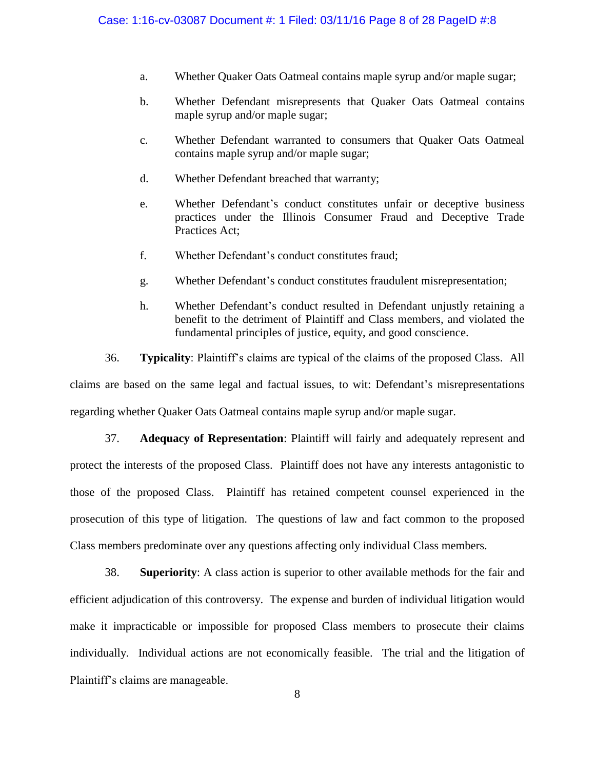a. Whether Quaker Oats Oatmeal contains maple syrup and/or maple sugar;

b. Whether Defendant misrepresents that Quaker Oats Oatmeal contains maple syrup and/or maple sugar;

c. Whether Defendant warranted to consumers that Quaker Oats Oatmeal contains maple syrup and/or maple sugar;

d. Whether Defendant breached that warranty;

e. Whether Defendant's conduct constitutes unfair or deceptive business practices under the Illinois Consumer Fraud and Deceptive Trade Practices Act;

f. Whether Defendant's conduct constitutes fraud;

g. Whether Defendant's conduct constitutes fraudulent misrepresentation;

h. Whether Defendant's conduct resulted in Defendant unjustly retaining a benefit to the detriment of Plaintiff and Class members, and violated the fundamental principles of justice, equity, and good conscience.

36. **Typicality**: Plaintiff's claims are typical of the claims of the proposed Class. All claims are based on the same legal and factual issues, to wit: Defendant's misrepresentations regarding whether Quaker Oats Oatmeal contains maple syrup and/or maple sugar.

37. **Adequacy of Representation**: Plaintiff will fairly and adequately represent and protect the interests of the proposed Class. Plaintiff does not have any interests antagonistic to those of the proposed Class. Plaintiff has retained competent counsel experienced in the prosecution of this type of litigation. The questions of law and fact common to the proposed Class members predominate over any questions affecting only individual Class members.

38. **Superiority**: A class action is superior to other available methods for the fair and efficient adjudication of this controversy. The expense and burden of individual litigation would make it impracticable or impossible for proposed Class members to prosecute their claims individually. Individual actions are not economically feasible. The trial and the litigation of Plaintiff's claims are manageable.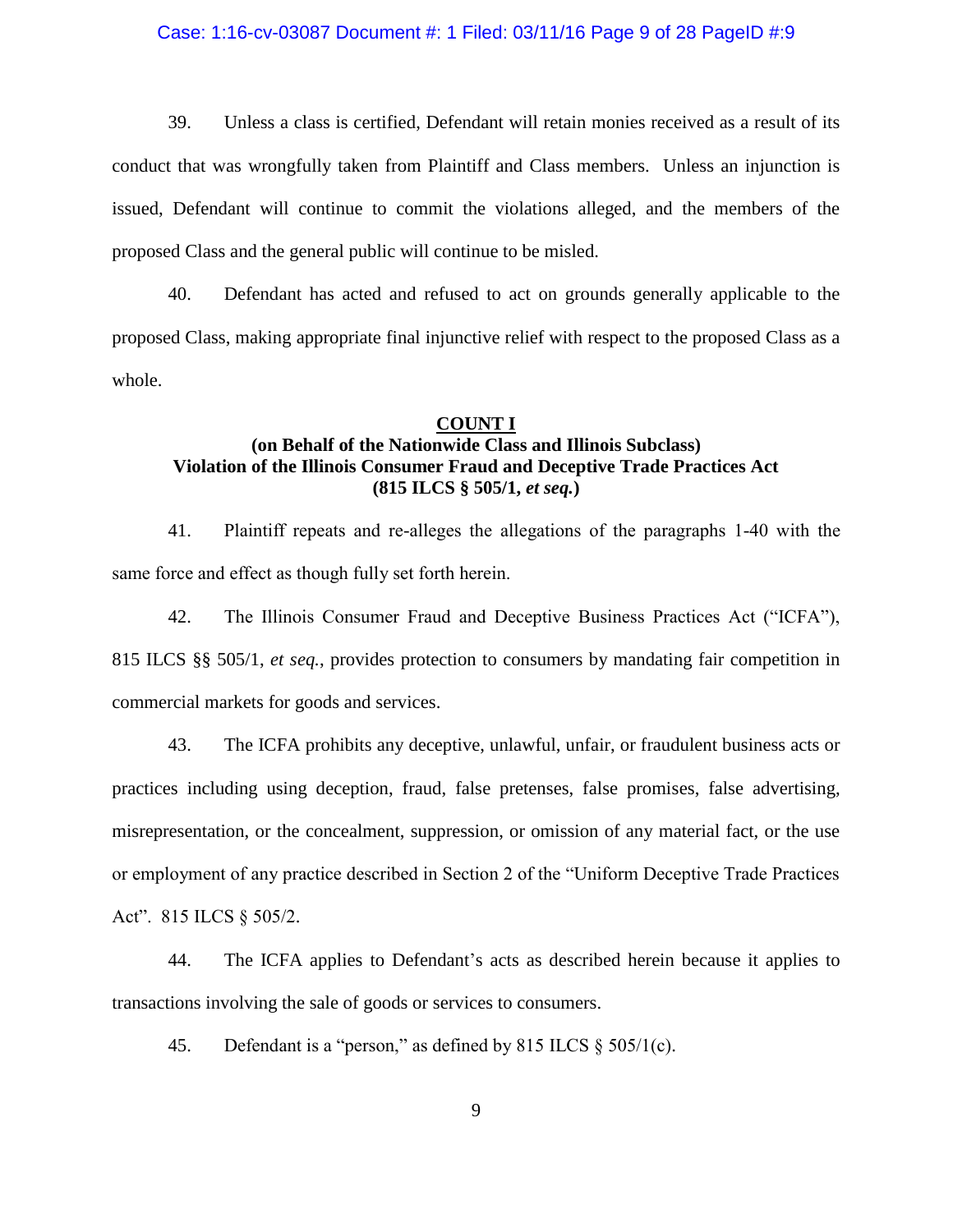39. Unless a class is certified, Defendant will retain monies received as a result of its conduct that was wrongfully taken from Plaintiff and Class members. Unless an injunction is issued, Defendant will continue to commit the violations alleged, and the members of the proposed Class and the general public will continue to be misled.

40. Defendant has acted and refused to act on grounds generally applicable to the proposed Class, making appropriate final injunctive relief with respect to the proposed Class as a whole.

**COUNT I**
**(on Behalf of the Nationwide Class and Illinois Subclass)**
**Violation of the Illinois Consumer Fraud and Deceptive Trade Practices Act**
**(815 ILCS § 505/1, *et seq.*)**

41. Plaintiff repeats and re-alleges the allegations of the paragraphs 1-40 with the same force and effect as though fully set forth herein.

42. The Illinois Consumer Fraud and Deceptive Business Practices Act ("ICFA"), 815 ILCS §§ 505/1, *et seq.*, provides protection to consumers by mandating fair competition in commercial markets for goods and services.

43. The ICFA prohibits any deceptive, unlawful, unfair, or fraudulent business acts or practices including using deception, fraud, false pretenses, false promises, false advertising, misrepresentation, or the concealment, suppression, or omission of any material fact, or the use or employment of any practice described in Section 2 of the "Uniform Deceptive Trade Practices Act". 815 ILCS § 505/2.

44. The ICFA applies to Defendant's acts as described herein because it applies to transactions involving the sale of goods or services to consumers.

45. Defendant is a "person," as defined by 815 ILCS § 505/1(c).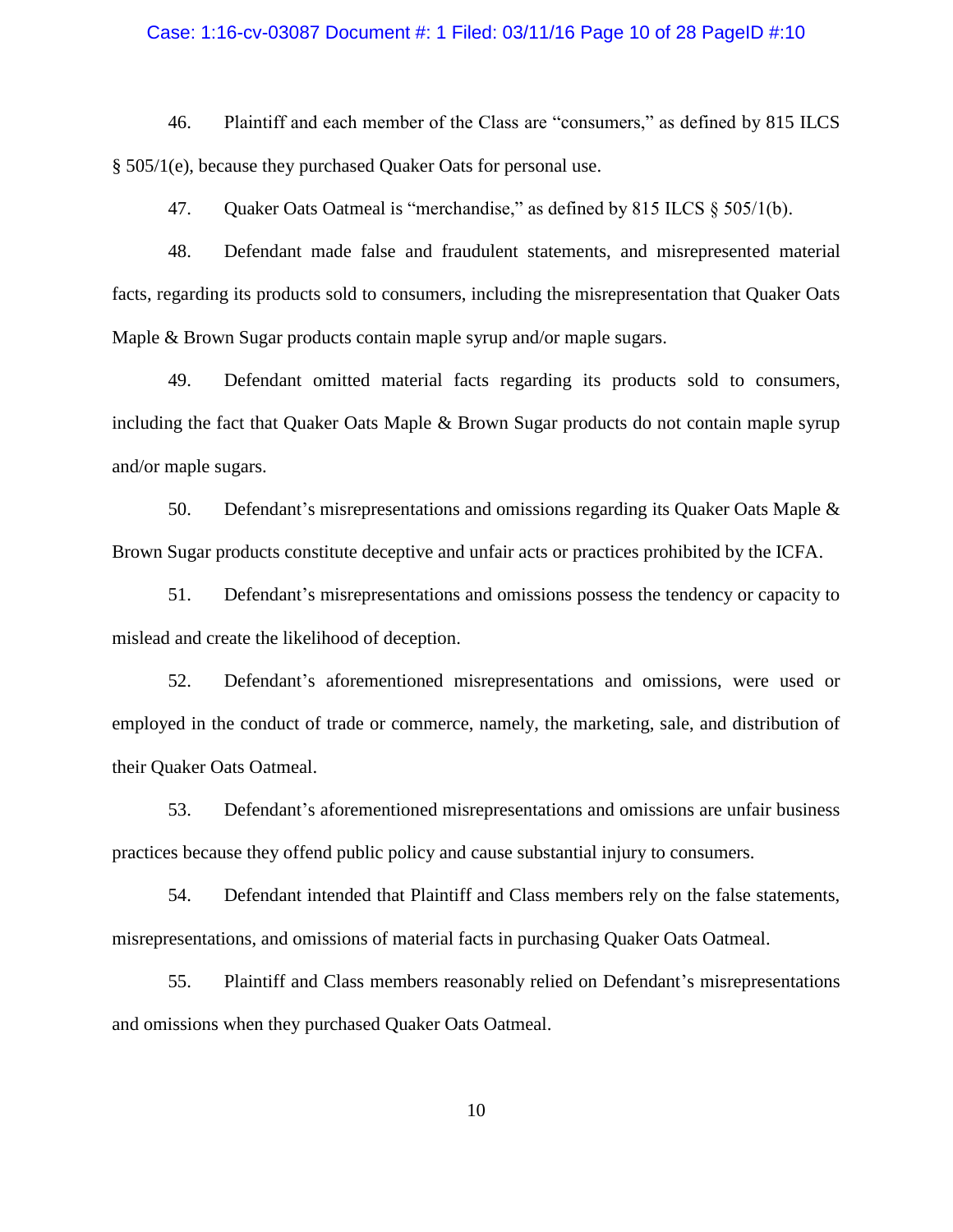46. Plaintiff and each member of the Class are "consumers," as defined by 815 ILCS § 505/1(e), because they purchased Quaker Oats for personal use.

47. Quaker Oats Oatmeal is "merchandise," as defined by 815 ILCS § 505/1(b).

48. Defendant made false and fraudulent statements, and misrepresented material facts, regarding its products sold to consumers, including the misrepresentation that Quaker Oats Maple & Brown Sugar products contain maple syrup and/or maple sugars.

49. Defendant omitted material facts regarding its products sold to consumers, including the fact that Quaker Oats Maple & Brown Sugar products do not contain maple syrup and/or maple sugars.

50. Defendant's misrepresentations and omissions regarding its Quaker Oats Maple & Brown Sugar products constitute deceptive and unfair acts or practices prohibited by the ICFA.

51. Defendant's misrepresentations and omissions possess the tendency or capacity to mislead and create the likelihood of deception.

52. Defendant's aforementioned misrepresentations and omissions, were used or employed in the conduct of trade or commerce, namely, the marketing, sale, and distribution of their Quaker Oats Oatmeal.

53. Defendant's aforementioned misrepresentations and omissions are unfair business practices because they offend public policy and cause substantial injury to consumers.

54. Defendant intended that Plaintiff and Class members rely on the false statements, misrepresentations, and omissions of material facts in purchasing Quaker Oats Oatmeal.

55. Plaintiff and Class members reasonably relied on Defendant's misrepresentations and omissions when they purchased Quaker Oats Oatmeal.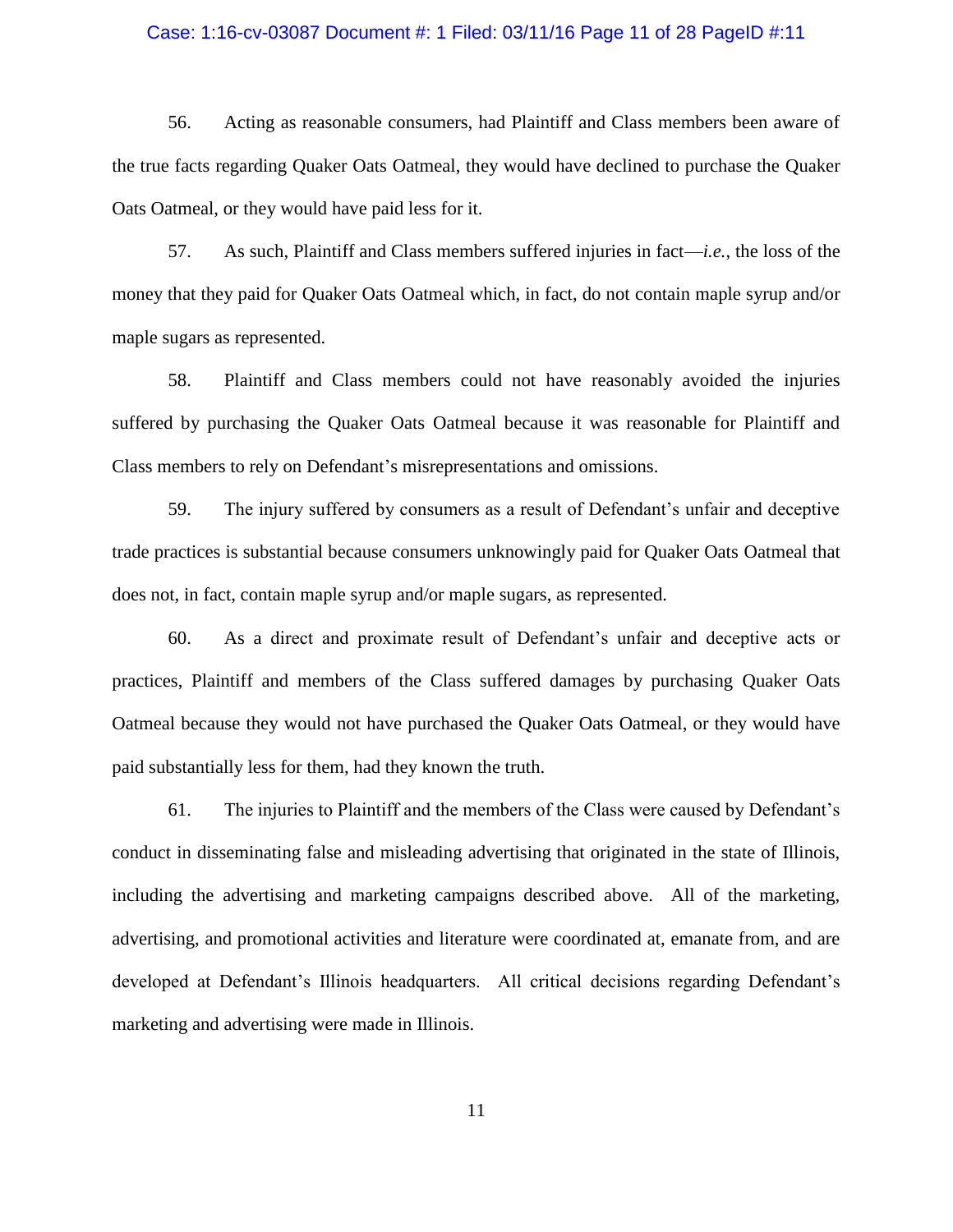56. Acting as reasonable consumers, had Plaintiff and Class members been aware of the true facts regarding Quaker Oats Oatmeal, they would have declined to purchase the Quaker Oats Oatmeal, or they would have paid less for it.

57. As such, Plaintiff and Class members suffered injuries in fact—*i.e.*, the loss of the money that they paid for Quaker Oats Oatmeal which, in fact, do not contain maple syrup and/or maple sugars as represented.

58. Plaintiff and Class members could not have reasonably avoided the injuries suffered by purchasing the Quaker Oats Oatmeal because it was reasonable for Plaintiff and Class members to rely on Defendant's misrepresentations and omissions.

59. The injury suffered by consumers as a result of Defendant's unfair and deceptive trade practices is substantial because consumers unknowingly paid for Quaker Oats Oatmeal that does not, in fact, contain maple syrup and/or maple sugars, as represented.

60. As a direct and proximate result of Defendant's unfair and deceptive acts or practices, Plaintiff and members of the Class suffered damages by purchasing Quaker Oats Oatmeal because they would not have purchased the Quaker Oats Oatmeal, or they would have paid substantially less for them, had they known the truth.

61. The injuries to Plaintiff and the members of the Class were caused by Defendant's conduct in disseminating false and misleading advertising that originated in the state of Illinois, including the advertising and marketing campaigns described above. All of the marketing, advertising, and promotional activities and literature were coordinated at, emanate from, and are developed at Defendant's Illinois headquarters. All critical decisions regarding Defendant's marketing and advertising were made in Illinois.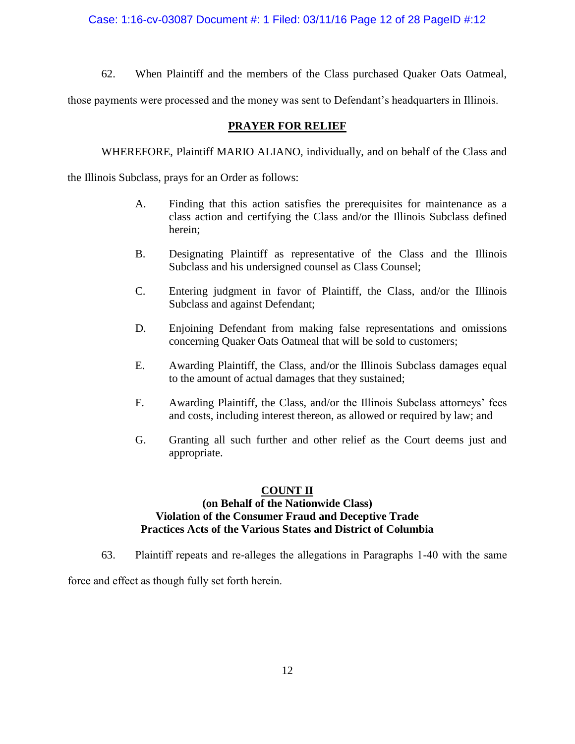62. When Plaintiff and the members of the Class purchased Quaker Oats Oatmeal, those payments were processed and the money was sent to Defendant's headquarters in Illinois.

## PRAYER FOR RELIEF

WHEREFORE, Plaintiff MARIO ALIANO, individually, and on behalf of the Class and the Illinois Subclass, prays for an Order as follows:

A. Finding that this action satisfies the prerequisites for maintenance as a class action and certifying the Class and/or the Illinois Subclass defined herein;

B. Designating Plaintiff as representative of the Class and the Illinois Subclass and his undersigned counsel as Class Counsel;

C. Entering judgment in favor of Plaintiff, the Class, and/or the Illinois Subclass and against Defendant;

D. Enjoining Defendant from making false representations and omissions concerning Quaker Oats Oatmeal that will be sold to customers;

E. Awarding Plaintiff, the Class, and/or the Illinois Subclass damages equal to the amount of actual damages that they sustained;

F. Awarding Plaintiff, the Class, and/or the Illinois Subclass attorneys' fees and costs, including interest thereon, as allowed or required by law; and

G. Granting all such further and other relief as the Court deems just and appropriate.

## COUNT II
**(on Behalf of the Nationwide Class)**
**Violation of the Consumer Fraud and Deceptive Trade Practices Acts of the Various States and District of Columbia**

63. Plaintiff repeats and re-alleges the allegations in Paragraphs 1-40 with the same force and effect as though fully set forth herein.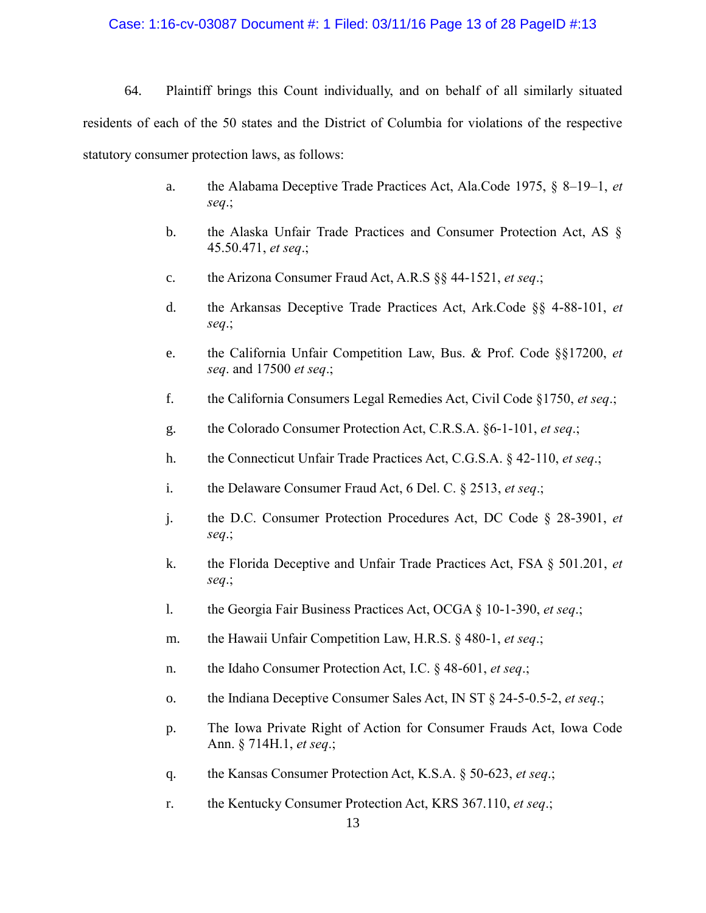64. Plaintiff brings this Count individually, and on behalf of all similarly situated residents of each of the 50 states and the District of Columbia for violations of the respective statutory consumer protection laws, as follows:

a. the Alabama Deceptive Trade Practices Act, Ala.Code 1975, § 8–19–1, *et seq*.;

b. the Alaska Unfair Trade Practices and Consumer Protection Act, AS § 45.50.471, *et seq*.;

c. the Arizona Consumer Fraud Act, A.R.S §§ 44-1521, *et seq*.;

d. the Arkansas Deceptive Trade Practices Act, Ark.Code §§ 4-88-101, *et seq*.;

e. the California Unfair Competition Law, Bus. & Prof. Code §§17200, *et seq*. and 17500 *et seq*.;

f. the California Consumers Legal Remedies Act, Civil Code §1750, *et seq*.;

g. the Colorado Consumer Protection Act, C.R.S.A. §6-1-101, *et seq*.;

h. the Connecticut Unfair Trade Practices Act, C.G.S.A. § 42-110, *et seq*.;

i. the Delaware Consumer Fraud Act, 6 Del. C. § 2513, *et seq*.;

j. the D.C. Consumer Protection Procedures Act, DC Code § 28-3901, *et seq*.;

k. the Florida Deceptive and Unfair Trade Practices Act, FSA § 501.201, *et seq*.;

l. the Georgia Fair Business Practices Act, OCGA § 10-1-390, *et seq*.;

m. the Hawaii Unfair Competition Law, H.R.S. § 480-1, *et seq*.;

n. the Idaho Consumer Protection Act, I.C. § 48-601, *et seq*.;

o. the Indiana Deceptive Consumer Sales Act, IN ST § 24-5-0.5-2, *et seq*.;

p. The Iowa Private Right of Action for Consumer Frauds Act, Iowa Code Ann. § 714H.1, *et seq*.;

q. the Kansas Consumer Protection Act, K.S.A. § 50-623, *et seq*.;

r. the Kentucky Consumer Protection Act, KRS 367.110, *et seq*.;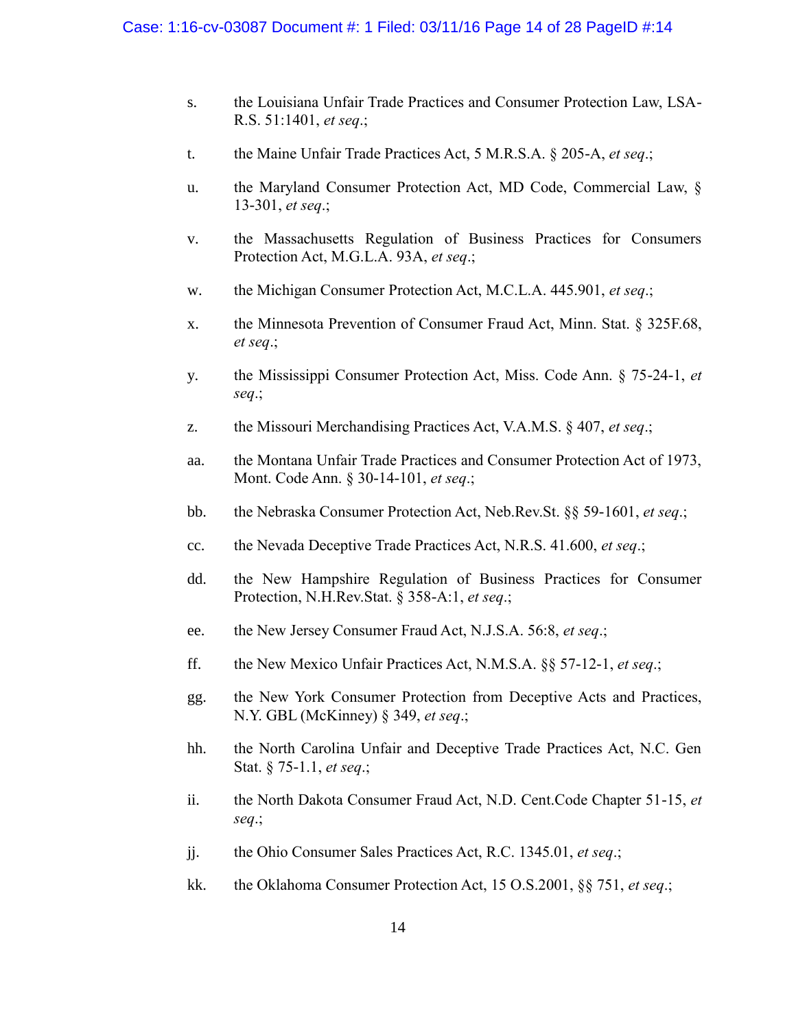s. the Louisiana Unfair Trade Practices and Consumer Protection Law, LSA-R.S. 51:1401, *et seq*.;

t. the Maine Unfair Trade Practices Act, 5 M.R.S.A. § 205-A, *et seq*.;

u. the Maryland Consumer Protection Act, MD Code, Commercial Law, § 13-301, *et seq*.;

v. the Massachusetts Regulation of Business Practices for Consumers Protection Act, M.G.L.A. 93A, *et seq*.;

w. the Michigan Consumer Protection Act, M.C.L.A. 445.901, *et seq*.;

x. the Minnesota Prevention of Consumer Fraud Act, Minn. Stat. § 325F.68, *et seq*.;

y. the Mississippi Consumer Protection Act, Miss. Code Ann. § 75-24-1, *et seq*.;

z. the Missouri Merchandising Practices Act, V.A.M.S. § 407, *et seq*.;

aa. the Montana Unfair Trade Practices and Consumer Protection Act of 1973, Mont. Code Ann. § 30-14-101, *et seq*.;

bb. the Nebraska Consumer Protection Act, Neb.Rev.St. §§ 59-1601, *et seq*.;

cc. the Nevada Deceptive Trade Practices Act, N.R.S. 41.600, *et seq*.;

dd. the New Hampshire Regulation of Business Practices for Consumer Protection, N.H.Rev.Stat. § 358-A:1, *et seq*.;

ee. the New Jersey Consumer Fraud Act, N.J.S.A. 56:8, *et seq*.;

ff. the New Mexico Unfair Practices Act, N.M.S.A. §§ 57-12-1, *et seq*.;

gg. the New York Consumer Protection from Deceptive Acts and Practices, N.Y. GBL (McKinney) § 349, *et seq*.;

hh. the North Carolina Unfair and Deceptive Trade Practices Act, N.C. Gen Stat. § 75-1.1, *et seq*.;

ii. the North Dakota Consumer Fraud Act, N.D. Cent.Code Chapter 51-15, *et seq*.;

jj. the Ohio Consumer Sales Practices Act, R.C. 1345.01, *et seq*.;

kk. the Oklahoma Consumer Protection Act, 15 O.S.2001, §§ 751, *et seq*.;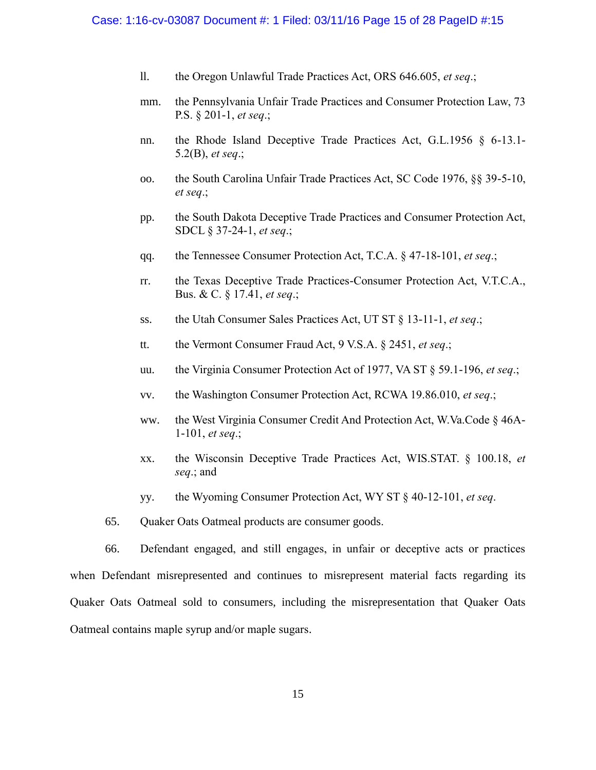ll. the Oregon Unlawful Trade Practices Act, ORS 646.605, *et seq*.;

mm. the Pennsylvania Unfair Trade Practices and Consumer Protection Law, 73 P.S. § 201-1, *et seq*.;

nn. the Rhode Island Deceptive Trade Practices Act, G.L.1956 § 6-13.1-5.2(B), *et seq*.;

oo. the South Carolina Unfair Trade Practices Act, SC Code 1976, §§ 39-5-10, *et seq*.;

pp. the South Dakota Deceptive Trade Practices and Consumer Protection Act, SDCL § 37-24-1, *et seq*.;

qq. the Tennessee Consumer Protection Act, T.C.A. § 47-18-101, *et seq*.;

rr. the Texas Deceptive Trade Practices-Consumer Protection Act, V.T.C.A., Bus. & C. § 17.41, *et seq*.;

ss. the Utah Consumer Sales Practices Act, UT ST § 13-11-1, *et seq*.;

tt. the Vermont Consumer Fraud Act, 9 V.S.A. § 2451, *et seq*.;

uu. the Virginia Consumer Protection Act of 1977, VA ST § 59.1-196, *et seq*.;

vv. the Washington Consumer Protection Act, RCWA 19.86.010, *et seq*.;

ww. the West Virginia Consumer Credit And Protection Act, W.Va.Code § 46A-1-101, *et seq*.;

xx. the Wisconsin Deceptive Trade Practices Act, WIS.STAT. § 100.18, *et seq*.; and

yy. the Wyoming Consumer Protection Act, WY ST § 40-12-101, *et seq*.

65. Quaker Oats Oatmeal products are consumer goods.

66. Defendant engaged, and still engages, in unfair or deceptive acts or practices when Defendant misrepresented and continues to misrepresent material facts regarding its Quaker Oats Oatmeal sold to consumers, including the misrepresentation that Quaker Oats Oatmeal contains maple syrup and/or maple sugars.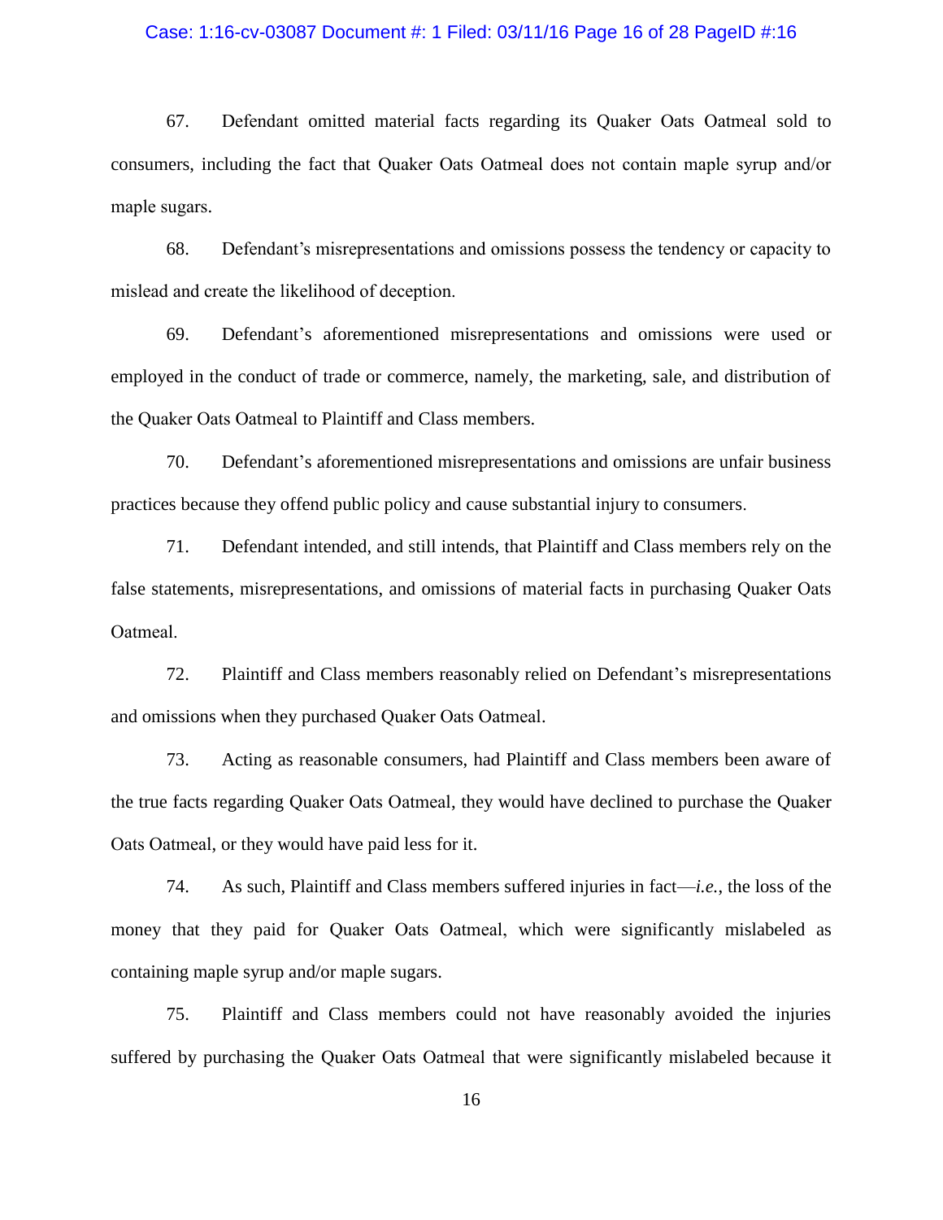67. Defendant omitted material facts regarding its Quaker Oats Oatmeal sold to consumers, including the fact that Quaker Oats Oatmeal does not contain maple syrup and/or maple sugars.

68. Defendant's misrepresentations and omissions possess the tendency or capacity to mislead and create the likelihood of deception.

69. Defendant's aforementioned misrepresentations and omissions were used or employed in the conduct of trade or commerce, namely, the marketing, sale, and distribution of the Quaker Oats Oatmeal to Plaintiff and Class members.

70. Defendant's aforementioned misrepresentations and omissions are unfair business practices because they offend public policy and cause substantial injury to consumers.

71. Defendant intended, and still intends, that Plaintiff and Class members rely on the false statements, misrepresentations, and omissions of material facts in purchasing Quaker Oats Oatmeal.

72. Plaintiff and Class members reasonably relied on Defendant's misrepresentations and omissions when they purchased Quaker Oats Oatmeal.

73. Acting as reasonable consumers, had Plaintiff and Class members been aware of the true facts regarding Quaker Oats Oatmeal, they would have declined to purchase the Quaker Oats Oatmeal, or they would have paid less for it.

74. As such, Plaintiff and Class members suffered injuries in fact—*i.e.*, the loss of the money that they paid for Quaker Oats Oatmeal, which were significantly mislabeled as containing maple syrup and/or maple sugars.

75. Plaintiff and Class members could not have reasonably avoided the injuries suffered by purchasing the Quaker Oats Oatmeal that were significantly mislabeled because it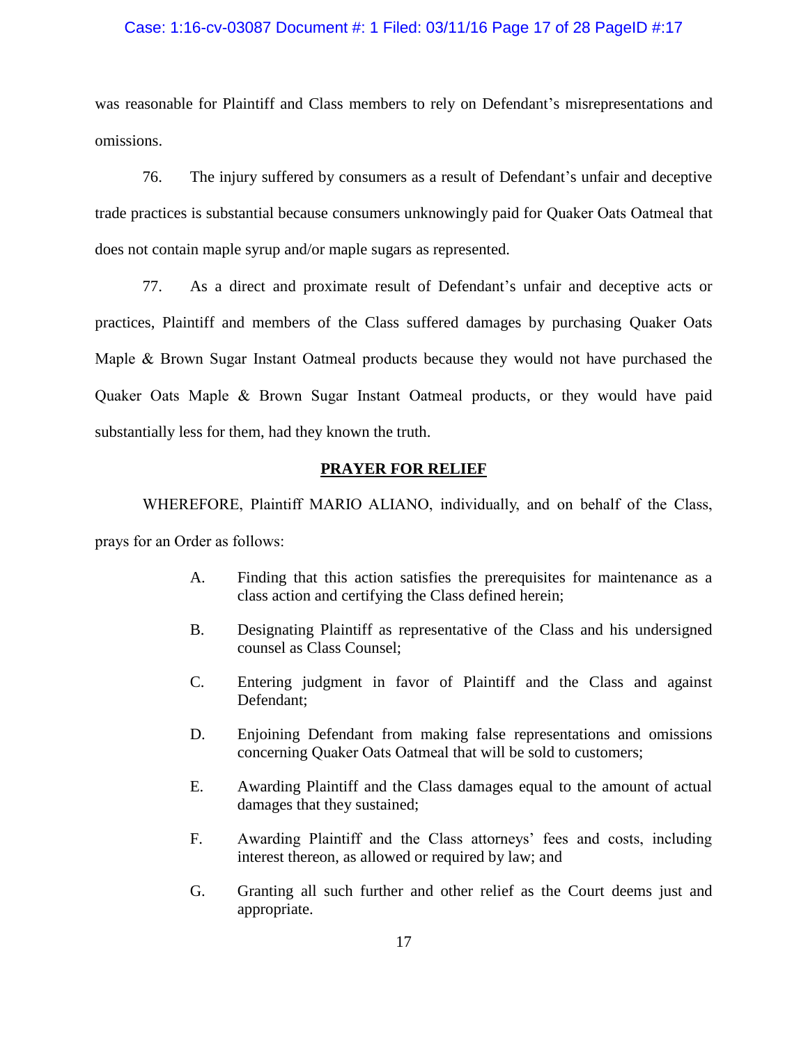was reasonable for Plaintiff and Class members to rely on Defendant's misrepresentations and omissions.

76. The injury suffered by consumers as a result of Defendant's unfair and deceptive trade practices is substantial because consumers unknowingly paid for Quaker Oats Oatmeal that does not contain maple syrup and/or maple sugars as represented.

77. As a direct and proximate result of Defendant's unfair and deceptive acts or practices, Plaintiff and members of the Class suffered damages by purchasing Quaker Oats Maple & Brown Sugar Instant Oatmeal products because they would not have purchased the Quaker Oats Maple & Brown Sugar Instant Oatmeal products, or they would have paid substantially less for them, had they known the truth.

## PRAYER FOR RELIEF

WHEREFORE, Plaintiff MARIO ALIANO, individually, and on behalf of the Class, prays for an Order as follows:

A. Finding that this action satisfies the prerequisites for maintenance as a class action and certifying the Class defined herein;

B. Designating Plaintiff as representative of the Class and his undersigned counsel as Class Counsel;

C. Entering judgment in favor of Plaintiff and the Class and against Defendant;

D. Enjoining Defendant from making false representations and omissions concerning Quaker Oats Oatmeal that will be sold to customers;

E. Awarding Plaintiff and the Class damages equal to the amount of actual damages that they sustained;

F. Awarding Plaintiff and the Class attorneys' fees and costs, including interest thereon, as allowed or required by law; and

G. Granting all such further and other relief as the Court deems just and appropriate.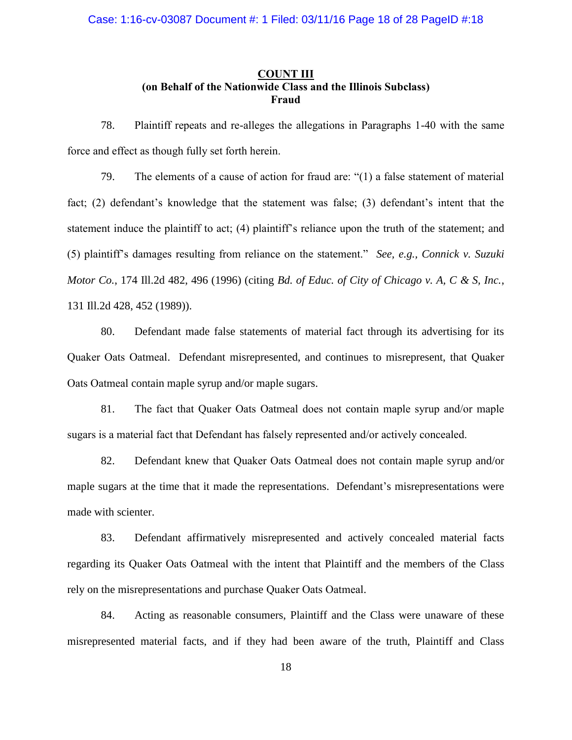**COUNT III**
**(on Behalf of the Nationwide Class and the Illinois Subclass)**
**Fraud**

78. Plaintiff repeats and re-alleges the allegations in Paragraphs 1-40 with the same force and effect as though fully set forth herein.

79. The elements of a cause of action for fraud are: "(1) a false statement of material fact; (2) defendant's knowledge that the statement was false; (3) defendant's intent that the statement induce the plaintiff to act; (4) plaintiff's reliance upon the truth of the statement; and (5) plaintiff's damages resulting from reliance on the statement." *See, e.g., Connick v. Suzuki Motor Co.*, 174 Ill.2d 482, 496 (1996) (citing *Bd. of Educ. of City of Chicago v. A, C & S, Inc.*, 131 Ill.2d 428, 452 (1989)).

80. Defendant made false statements of material fact through its advertising for its Quaker Oats Oatmeal. Defendant misrepresented, and continues to misrepresent, that Quaker Oats Oatmeal contain maple syrup and/or maple sugars.

81. The fact that Quaker Oats Oatmeal does not contain maple syrup and/or maple sugars is a material fact that Defendant has falsely represented and/or actively concealed.

82. Defendant knew that Quaker Oats Oatmeal does not contain maple syrup and/or maple sugars at the time that it made the representations. Defendant's misrepresentations were made with scienter.

83. Defendant affirmatively misrepresented and actively concealed material facts regarding its Quaker Oats Oatmeal with the intent that Plaintiff and the members of the Class rely on the misrepresentations and purchase Quaker Oats Oatmeal.

84. Acting as reasonable consumers, Plaintiff and the Class were unaware of these misrepresented material facts, and if they had been aware of the truth, Plaintiff and Class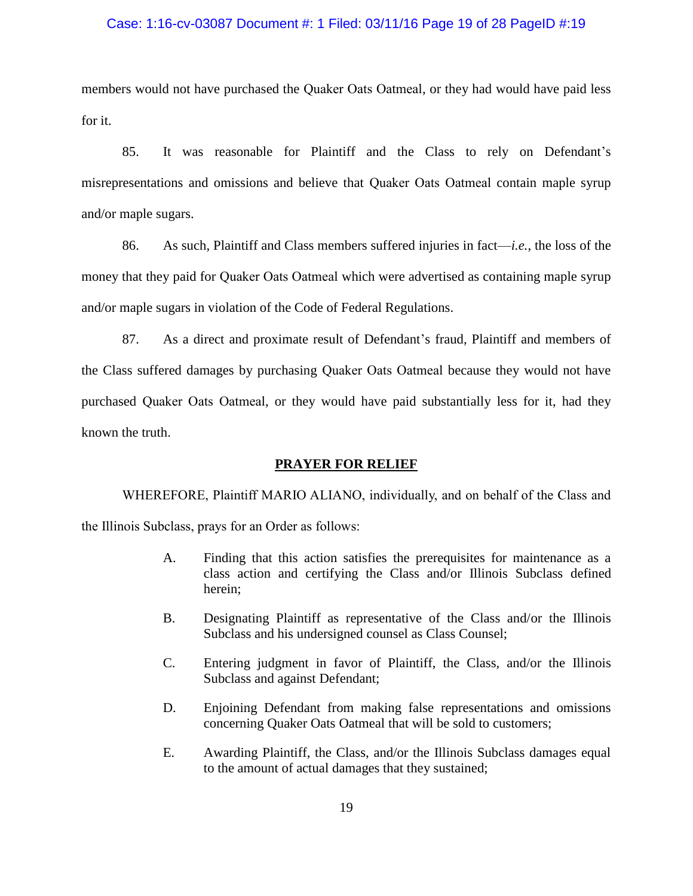members would not have purchased the Quaker Oats Oatmeal, or they had would have paid less for it.

85. It was reasonable for Plaintiff and the Class to rely on Defendant's misrepresentations and omissions and believe that Quaker Oats Oatmeal contain maple syrup and/or maple sugars.

86. As such, Plaintiff and Class members suffered injuries in fact—*i.e.*, the loss of the money that they paid for Quaker Oats Oatmeal which were advertised as containing maple syrup and/or maple sugars in violation of the Code of Federal Regulations.

87. As a direct and proximate result of Defendant's fraud, Plaintiff and members of the Class suffered damages by purchasing Quaker Oats Oatmeal because they would not have purchased Quaker Oats Oatmeal, or they would have paid substantially less for it, had they known the truth.

## PRAYER FOR RELIEF

WHEREFORE, Plaintiff MARIO ALIANO, individually, and on behalf of the Class and the Illinois Subclass, prays for an Order as follows:

A. Finding that this action satisfies the prerequisites for maintenance as a class action and certifying the Class and/or Illinois Subclass defined herein;

B. Designating Plaintiff as representative of the Class and/or the Illinois Subclass and his undersigned counsel as Class Counsel;

C. Entering judgment in favor of Plaintiff, the Class, and/or the Illinois Subclass and against Defendant;

D. Enjoining Defendant from making false representations and omissions concerning Quaker Oats Oatmeal that will be sold to customers;

E. Awarding Plaintiff, the Class, and/or the Illinois Subclass damages equal to the amount of actual damages that they sustained;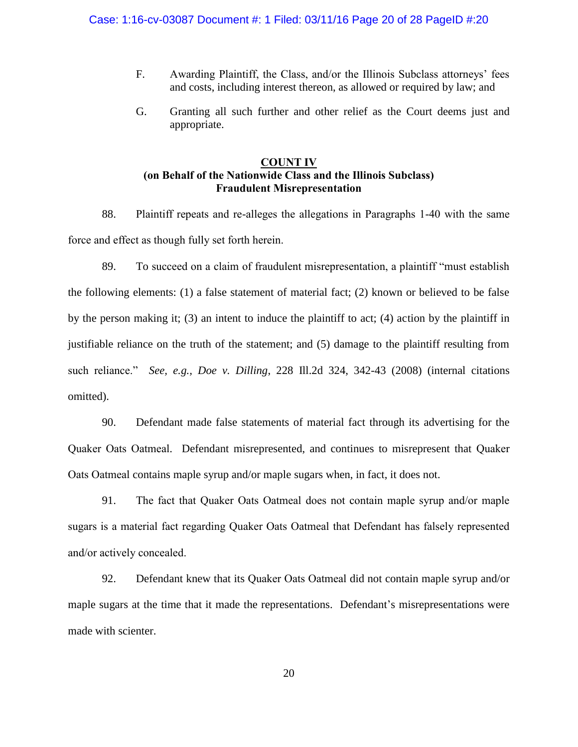F. Awarding Plaintiff, the Class, and/or the Illinois Subclass attorneys' fees and costs, including interest thereon, as allowed or required by law; and

G. Granting all such further and other relief as the Court deems just and appropriate.

## COUNT IV
**(on Behalf of the Nationwide Class and the Illinois Subclass)**
**Fraudulent Misrepresentation**

88. Plaintiff repeats and re-alleges the allegations in Paragraphs 1-40 with the same force and effect as though fully set forth herein.

89. To succeed on a claim of fraudulent misrepresentation, a plaintiff "must establish the following elements: (1) a false statement of material fact; (2) known or believed to be false by the person making it; (3) an intent to induce the plaintiff to act; (4) action by the plaintiff in justifiable reliance on the truth of the statement; and (5) damage to the plaintiff resulting from such reliance." *See, e.g., Doe v. Dilling*, 228 Ill.2d 324, 342-43 (2008) (internal citations omitted).

90. Defendant made false statements of material fact through its advertising for the Quaker Oats Oatmeal. Defendant misrepresented, and continues to misrepresent that Quaker Oats Oatmeal contains maple syrup and/or maple sugars when, in fact, it does not.

91. The fact that Quaker Oats Oatmeal does not contain maple syrup and/or maple sugars is a material fact regarding Quaker Oats Oatmeal that Defendant has falsely represented and/or actively concealed.

92. Defendant knew that its Quaker Oats Oatmeal did not contain maple syrup and/or maple sugars at the time that it made the representations. Defendant's misrepresentations were made with scienter.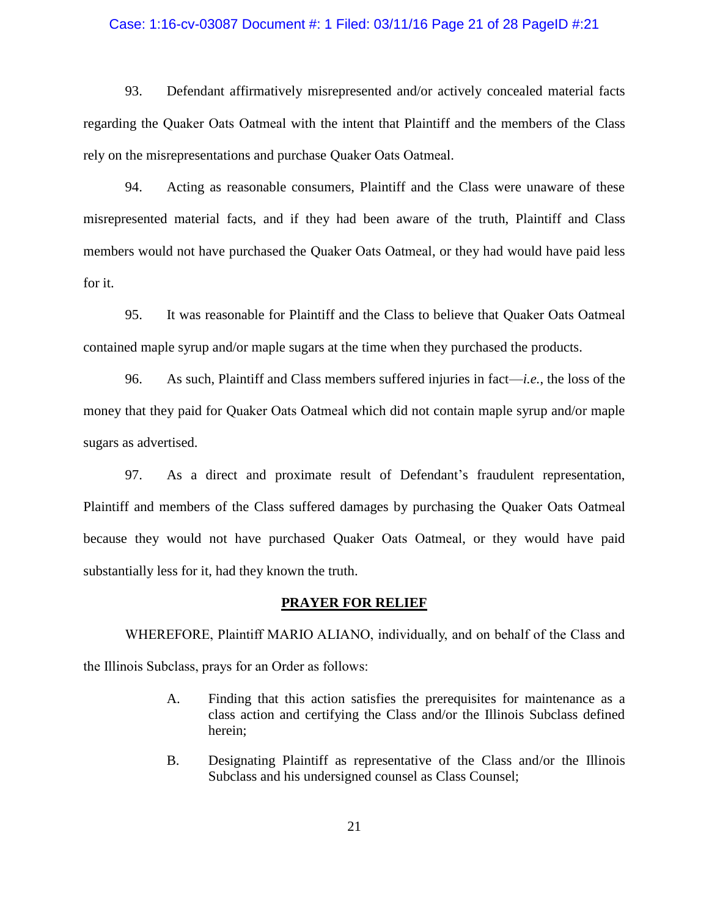93. Defendant affirmatively misrepresented and/or actively concealed material facts regarding the Quaker Oats Oatmeal with the intent that Plaintiff and the members of the Class rely on the misrepresentations and purchase Quaker Oats Oatmeal.

94. Acting as reasonable consumers, Plaintiff and the Class were unaware of these misrepresented material facts, and if they had been aware of the truth, Plaintiff and Class members would not have purchased the Quaker Oats Oatmeal, or they had would have paid less for it.

95. It was reasonable for Plaintiff and the Class to believe that Quaker Oats Oatmeal contained maple syrup and/or maple sugars at the time when they purchased the products.

96. As such, Plaintiff and Class members suffered injuries in fact—*i.e.*, the loss of the money that they paid for Quaker Oats Oatmeal which did not contain maple syrup and/or maple sugars as advertised.

97. As a direct and proximate result of Defendant's fraudulent representation, Plaintiff and members of the Class suffered damages by purchasing the Quaker Oats Oatmeal because they would not have purchased Quaker Oats Oatmeal, or they would have paid substantially less for it, had they known the truth.

## PRAYER FOR RELIEF

WHEREFORE, Plaintiff MARIO ALIANO, individually, and on behalf of the Class and the Illinois Subclass, prays for an Order as follows:

A. Finding that this action satisfies the prerequisites for maintenance as a class action and certifying the Class and/or the Illinois Subclass defined herein;

B. Designating Plaintiff as representative of the Class and/or the Illinois Subclass and his undersigned counsel as Class Counsel;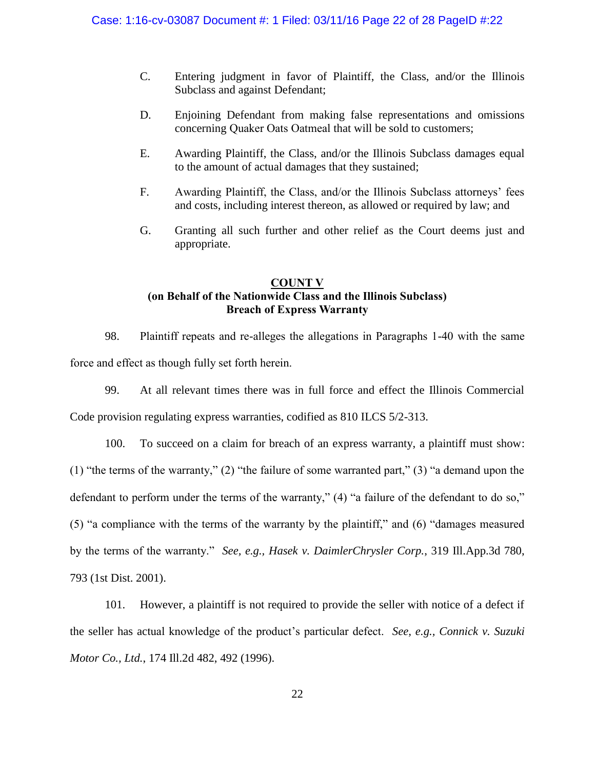C. Entering judgment in favor of Plaintiff, the Class, and/or the Illinois Subclass and against Defendant;

D. Enjoining Defendant from making false representations and omissions concerning Quaker Oats Oatmeal that will be sold to customers;

E. Awarding Plaintiff, the Class, and/or the Illinois Subclass damages equal to the amount of actual damages that they sustained;

F. Awarding Plaintiff, the Class, and/or the Illinois Subclass attorneys' fees and costs, including interest thereon, as allowed or required by law; and

G. Granting all such further and other relief as the Court deems just and appropriate.

**COUNT V**
**(on Behalf of the Nationwide Class and the Illinois Subclass)**
**Breach of Express Warranty**

98. Plaintiff repeats and re-alleges the allegations in Paragraphs 1-40 with the same force and effect as though fully set forth herein.

99. At all relevant times there was in full force and effect the Illinois Commercial Code provision regulating express warranties, codified as 810 ILCS 5/2-313.

100. To succeed on a claim for breach of an express warranty, a plaintiff must show: (1) "the terms of the warranty," (2) "the failure of some warranted part," (3) "a demand upon the defendant to perform under the terms of the warranty," (4) "a failure of the defendant to do so," (5) "a compliance with the terms of the warranty by the plaintiff," and (6) "damages measured by the terms of the warranty." *See, e.g., Hasek v. DaimlerChrysler Corp.*, 319 Ill.App.3d 780, 793 (1st Dist. 2001).

101. However, a plaintiff is not required to provide the seller with notice of a defect if the seller has actual knowledge of the product's particular defect. *See, e.g., Connick v. Suzuki Motor Co., Ltd.*, 174 Ill.2d 482, 492 (1996).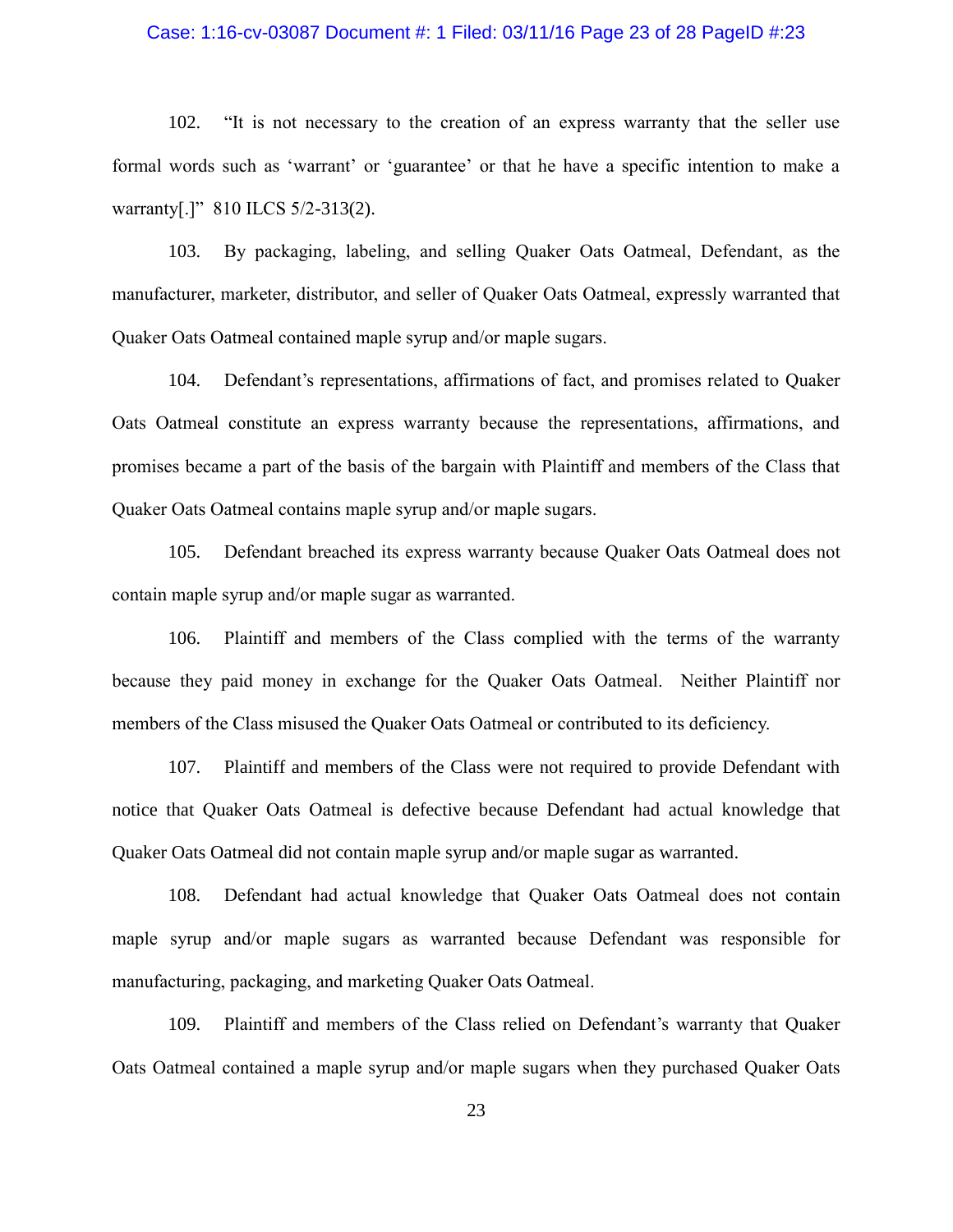102. "It is not necessary to the creation of an express warranty that the seller use formal words such as 'warrant' or 'guarantee' or that he have a specific intention to make a warranty[.]" 810 ILCS 5/2-313(2).

103. By packaging, labeling, and selling Quaker Oats Oatmeal, Defendant, as the manufacturer, marketer, distributor, and seller of Quaker Oats Oatmeal, expressly warranted that Quaker Oats Oatmeal contained maple syrup and/or maple sugars.

104. Defendant's representations, affirmations of fact, and promises related to Quaker Oats Oatmeal constitute an express warranty because the representations, affirmations, and promises became a part of the basis of the bargain with Plaintiff and members of the Class that Quaker Oats Oatmeal contains maple syrup and/or maple sugars.

105. Defendant breached its express warranty because Quaker Oats Oatmeal does not contain maple syrup and/or maple sugar as warranted.

106. Plaintiff and members of the Class complied with the terms of the warranty because they paid money in exchange for the Quaker Oats Oatmeal. Neither Plaintiff nor members of the Class misused the Quaker Oats Oatmeal or contributed to its deficiency.

107. Plaintiff and members of the Class were not required to provide Defendant with notice that Quaker Oats Oatmeal is defective because Defendant had actual knowledge that Quaker Oats Oatmeal did not contain maple syrup and/or maple sugar as warranted.

108. Defendant had actual knowledge that Quaker Oats Oatmeal does not contain maple syrup and/or maple sugars as warranted because Defendant was responsible for manufacturing, packaging, and marketing Quaker Oats Oatmeal.

109. Plaintiff and members of the Class relied on Defendant's warranty that Quaker Oats Oatmeal contained a maple syrup and/or maple sugars when they purchased Quaker Oats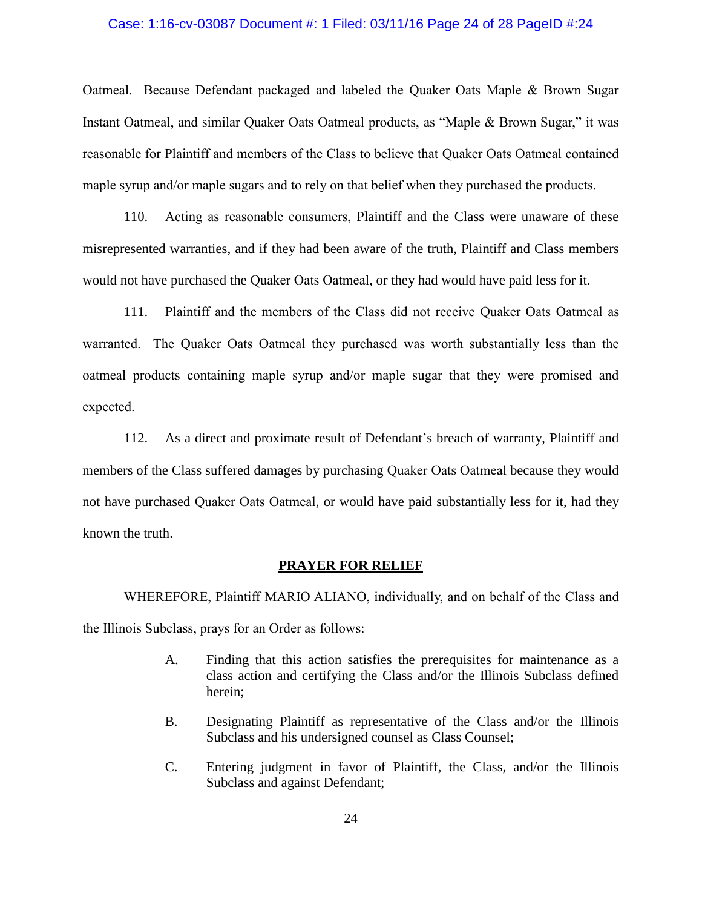Oatmeal. Because Defendant packaged and labeled the Quaker Oats Maple & Brown Sugar Instant Oatmeal, and similar Quaker Oats Oatmeal products, as "Maple & Brown Sugar," it was reasonable for Plaintiff and members of the Class to believe that Quaker Oats Oatmeal contained maple syrup and/or maple sugars and to rely on that belief when they purchased the products.

110. Acting as reasonable consumers, Plaintiff and the Class were unaware of these misrepresented warranties, and if they had been aware of the truth, Plaintiff and Class members would not have purchased the Quaker Oats Oatmeal, or they had would have paid less for it.

111. Plaintiff and the members of the Class did not receive Quaker Oats Oatmeal as warranted. The Quaker Oats Oatmeal they purchased was worth substantially less than the oatmeal products containing maple syrup and/or maple sugar that they were promised and expected.

112. As a direct and proximate result of Defendant's breach of warranty, Plaintiff and members of the Class suffered damages by purchasing Quaker Oats Oatmeal because they would not have purchased Quaker Oats Oatmeal, or would have paid substantially less for it, had they known the truth.

## PRAYER FOR RELIEF

WHEREFORE, Plaintiff MARIO ALIANO, individually, and on behalf of the Class and the Illinois Subclass, prays for an Order as follows:

A. Finding that this action satisfies the prerequisites for maintenance as a class action and certifying the Class and/or the Illinois Subclass defined herein;

B. Designating Plaintiff as representative of the Class and/or the Illinois Subclass and his undersigned counsel as Class Counsel;

C. Entering judgment in favor of Plaintiff, the Class, and/or the Illinois Subclass and against Defendant;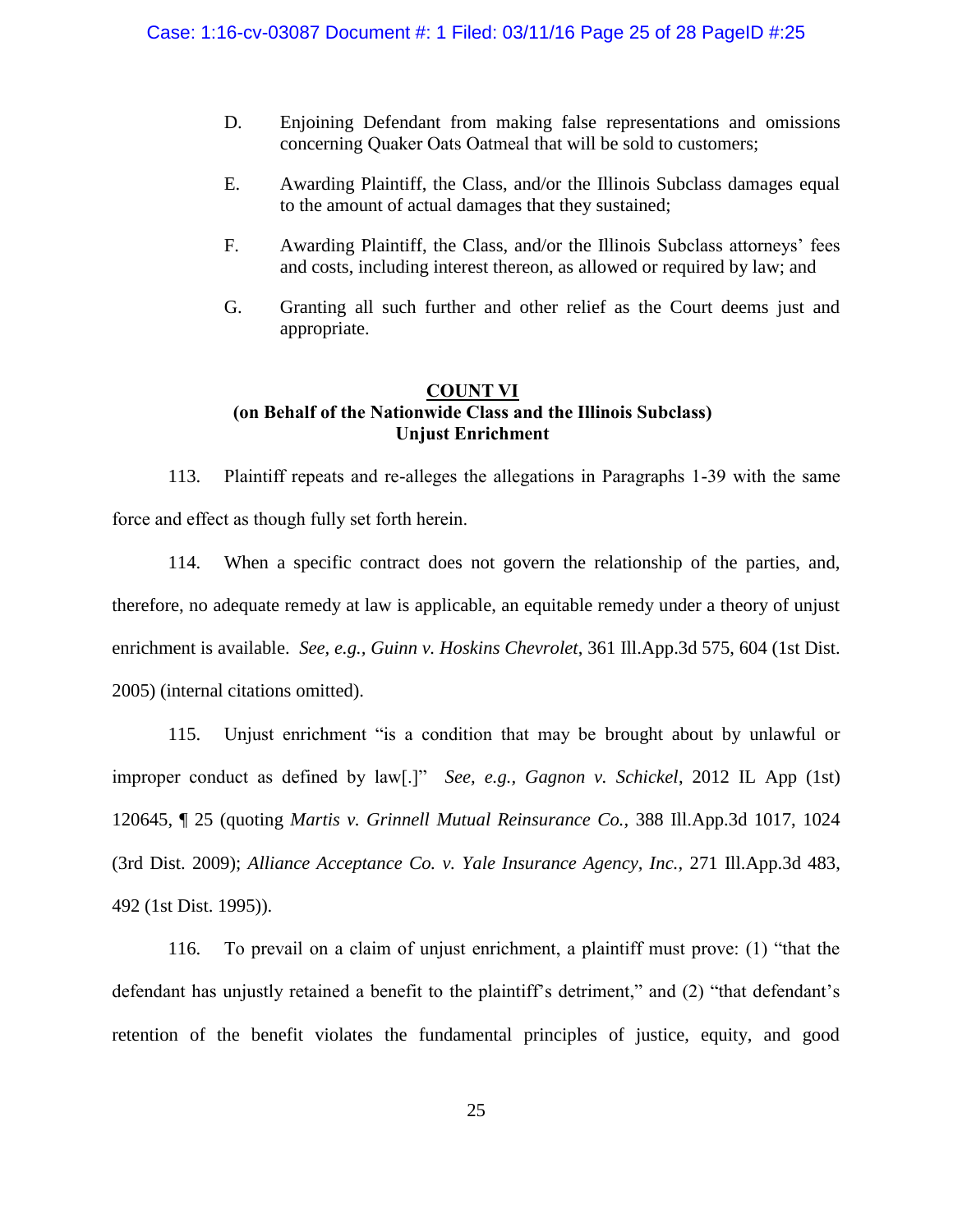D. Enjoining Defendant from making false representations and omissions concerning Quaker Oats Oatmeal that will be sold to customers;

E. Awarding Plaintiff, the Class, and/or the Illinois Subclass damages equal to the amount of actual damages that they sustained;

F. Awarding Plaintiff, the Class, and/or the Illinois Subclass attorneys' fees and costs, including interest thereon, as allowed or required by law; and

G. Granting all such further and other relief as the Court deems just and appropriate.

## COUNT VI
### (on Behalf of the Nationwide Class and the Illinois Subclass)
### Unjust Enrichment

113. Plaintiff repeats and re-alleges the allegations in Paragraphs 1-39 with the same force and effect as though fully set forth herein.

114. When a specific contract does not govern the relationship of the parties, and, therefore, no adequate remedy at law is applicable, an equitable remedy under a theory of unjust enrichment is available. *See*, *e.g.*, *Guinn v. Hoskins Chevrolet*, 361 Ill.App.3d 575, 604 (1st Dist. 2005) (internal citations omitted).

115. Unjust enrichment "is a condition that may be brought about by unlawful or improper conduct as defined by law[.]" *See, e.g.*, *Gagnon v. Schickel*, 2012 IL App (1st) 120645, ¶ 25 (quoting *Martis v. Grinnell Mutual Reinsurance Co.*, 388 Ill.App.3d 1017, 1024 (3rd Dist. 2009); *Alliance Acceptance Co. v. Yale Insurance Agency, Inc.*, 271 Ill.App.3d 483, 492 (1st Dist. 1995)).

116. To prevail on a claim of unjust enrichment, a plaintiff must prove: (1) "that the defendant has unjustly retained a benefit to the plaintiff's detriment," and (2) "that defendant's retention of the benefit violates the fundamental principles of justice, equity, and good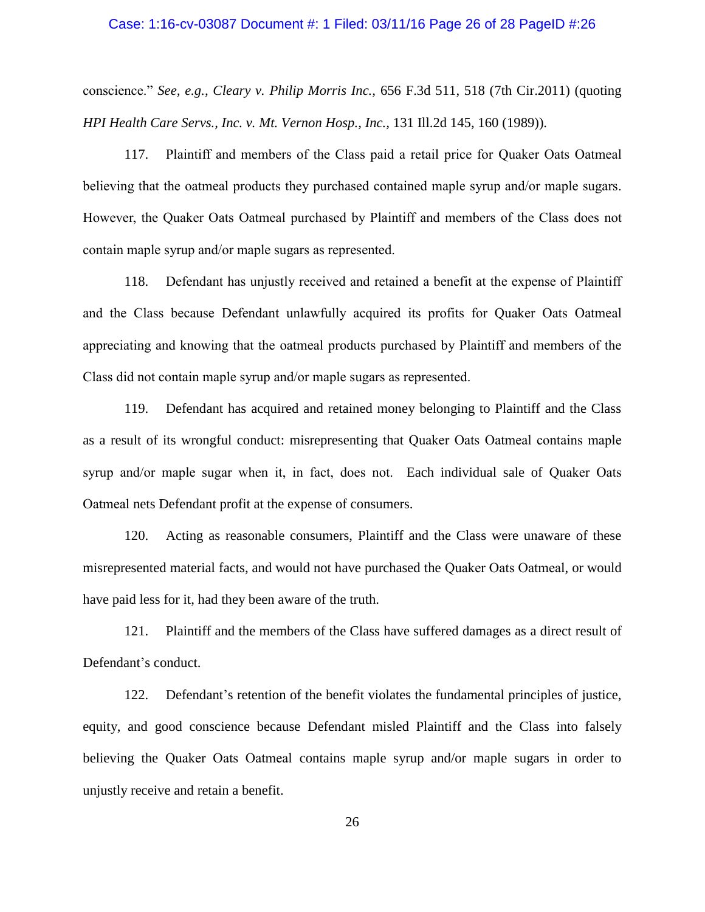conscience." *See, e.g., Cleary v. Philip Morris Inc.,* 656 F.3d 511, 518 (7th Cir.2011) (quoting *HPI Health Care Servs., Inc. v. Mt. Vernon Hosp., Inc.,* 131 Ill.2d 145, 160 (1989)).

117. Plaintiff and members of the Class paid a retail price for Quaker Oats Oatmeal believing that the oatmeal products they purchased contained maple syrup and/or maple sugars. However, the Quaker Oats Oatmeal purchased by Plaintiff and members of the Class does not contain maple syrup and/or maple sugars as represented.

118. Defendant has unjustly received and retained a benefit at the expense of Plaintiff and the Class because Defendant unlawfully acquired its profits for Quaker Oats Oatmeal appreciating and knowing that the oatmeal products purchased by Plaintiff and members of the Class did not contain maple syrup and/or maple sugars as represented.

119. Defendant has acquired and retained money belonging to Plaintiff and the Class as a result of its wrongful conduct: misrepresenting that Quaker Oats Oatmeal contains maple syrup and/or maple sugar when it, in fact, does not. Each individual sale of Quaker Oats Oatmeal nets Defendant profit at the expense of consumers.

120. Acting as reasonable consumers, Plaintiff and the Class were unaware of these misrepresented material facts, and would not have purchased the Quaker Oats Oatmeal, or would have paid less for it, had they been aware of the truth.

121. Plaintiff and the members of the Class have suffered damages as a direct result of Defendant's conduct.

122. Defendant's retention of the benefit violates the fundamental principles of justice, equity, and good conscience because Defendant misled Plaintiff and the Class into falsely believing the Quaker Oats Oatmeal contains maple syrup and/or maple sugars in order to unjustly receive and retain a benefit.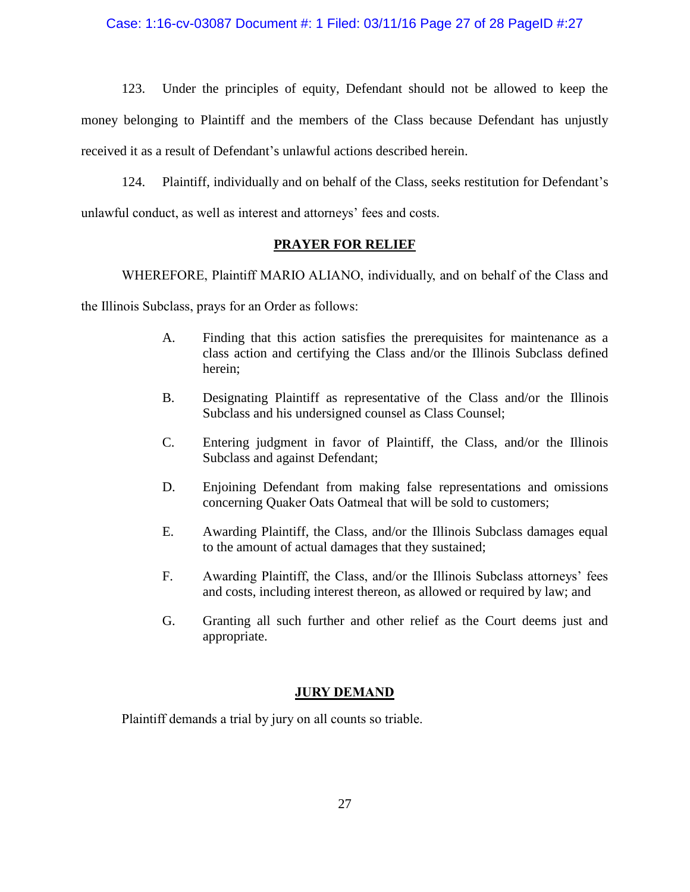123. Under the principles of equity, Defendant should not be allowed to keep the money belonging to Plaintiff and the members of the Class because Defendant has unjustly received it as a result of Defendant's unlawful actions described herein.

124. Plaintiff, individually and on behalf of the Class, seeks restitution for Defendant's unlawful conduct, as well as interest and attorneys' fees and costs.

## PRAYER FOR RELIEF

WHEREFORE, Plaintiff MARIO ALIANO, individually, and on behalf of the Class and the Illinois Subclass, prays for an Order as follows:

A. Finding that this action satisfies the prerequisites for maintenance as a class action and certifying the Class and/or the Illinois Subclass defined herein;

B. Designating Plaintiff as representative of the Class and/or the Illinois Subclass and his undersigned counsel as Class Counsel;

C. Entering judgment in favor of Plaintiff, the Class, and/or the Illinois Subclass and against Defendant;

D. Enjoining Defendant from making false representations and omissions concerning Quaker Oats Oatmeal that will be sold to customers;

E. Awarding Plaintiff, the Class, and/or the Illinois Subclass damages equal to the amount of actual damages that they sustained;

F. Awarding Plaintiff, the Class, and/or the Illinois Subclass attorneys' fees and costs, including interest thereon, as allowed or required by law; and

G. Granting all such further and other relief as the Court deems just and appropriate.

## JURY DEMAND

Plaintiff demands a trial by jury on all counts so triable.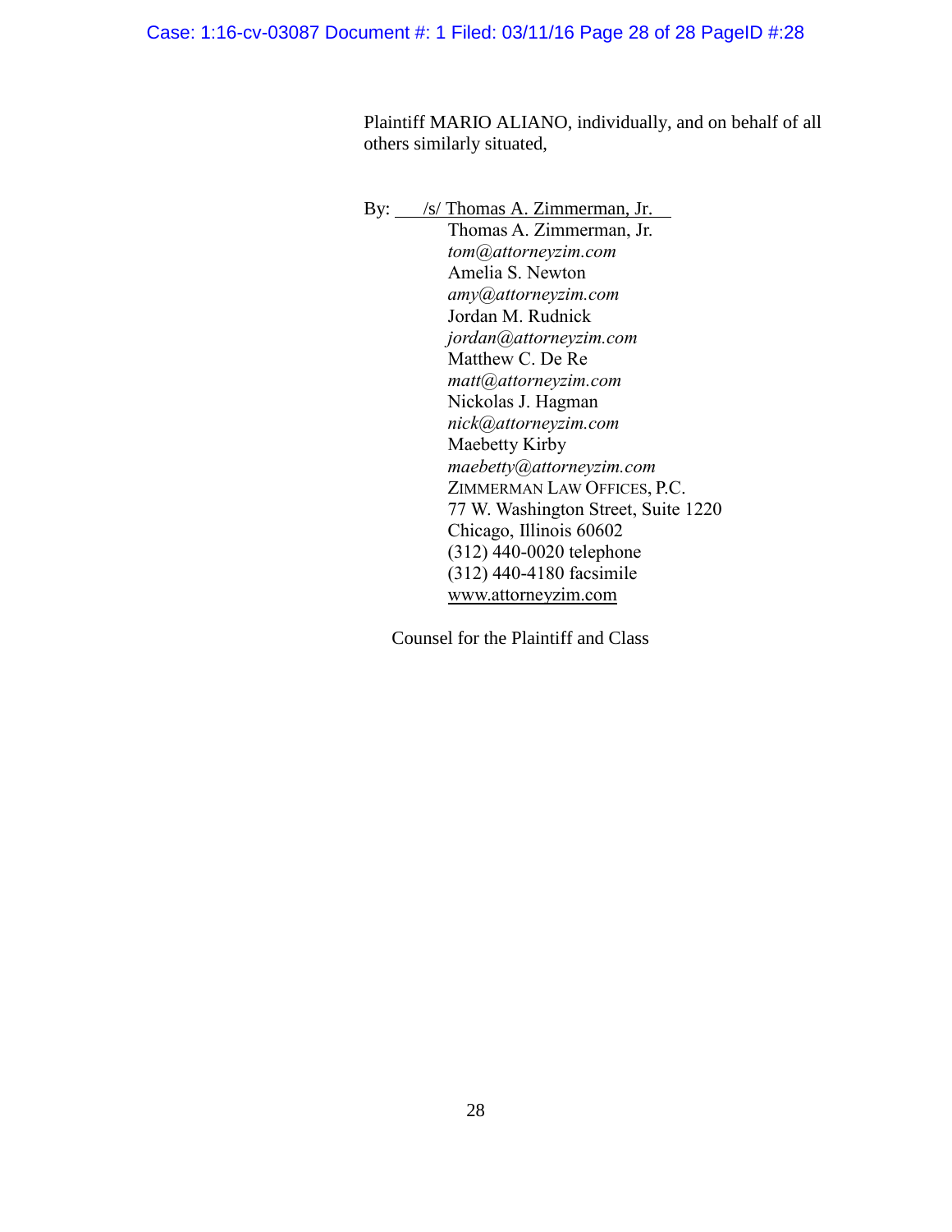Plaintiff MARIO ALIANO, individually, and on behalf of all others similarly situated,

By: /s/ Thomas A. Zimmerman, Jr.
Thomas A. Zimmerman, Jr.
*tom@attorneyzim.com*
Amelia S. Newton
*amy@attorneyzim.com*
Jordan M. Rudnick
*jordan@attorneyzim.com*
Matthew C. De Re
*matt@attorneyzim.com*
Nickolas J. Hagman
*nick@attorneyzim.com*
Maebetty Kirby
*maebetty@attorneyzim.com*
ZIMMERMAN LAW OFFICES, P.C.
77 W. Washington Street, Suite 1220
Chicago, Illinois 60602
(312) 440-0020 telephone
(312) 440-4180 facsimile
www.attorneyzim.com

Counsel for the Plaintiff and Class